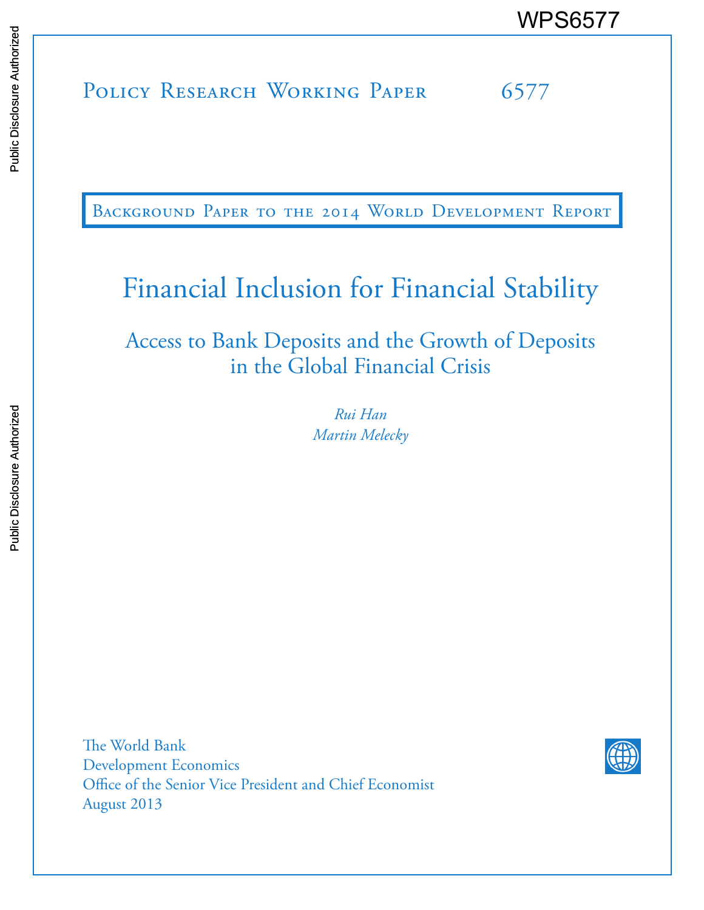WPS6577

Policy Research Working Paper 6577

Background Paper to the 2014 World Development Report

# Financial Inclusion for Financial Stability

## Access to Bank Deposits and the Growth of Deposits in the Global Financial Crisis

*Rui Han*
*Martin Melecky*

The World Bank
Development Economics
Office of the Senior Vice President and Chief Economist
August 2013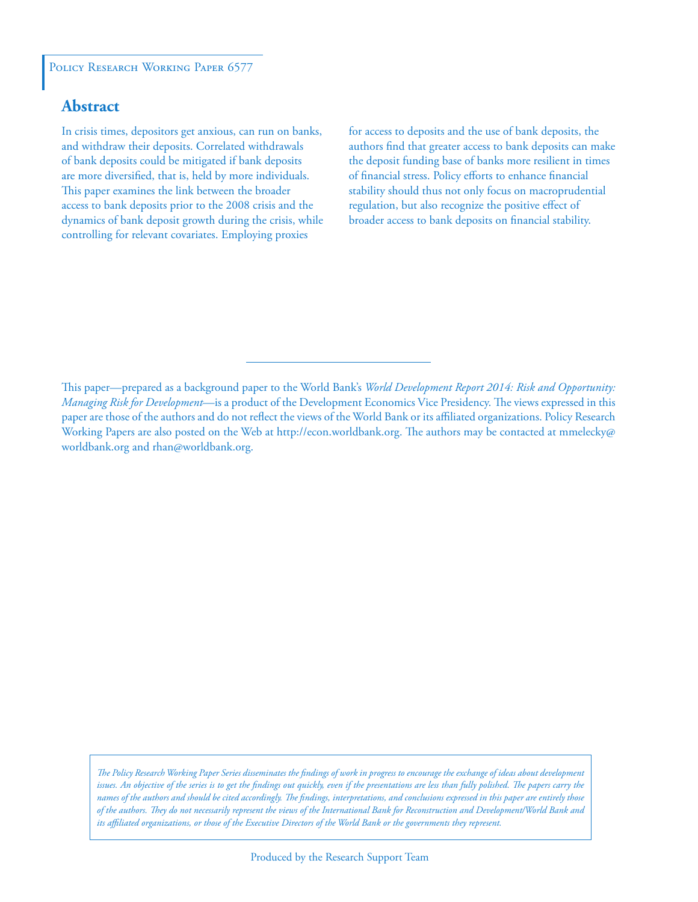Policy Research Working Paper 6577

## Abstract

In crisis times, depositors get anxious, can run on banks, and withdraw their deposits. Correlated withdrawals of bank deposits could be mitigated if bank deposits are more diversified, that is, held by more individuals. This paper examines the link between the broader access to bank deposits prior to the 2008 crisis and the dynamics of bank deposit growth during the crisis, while controlling for relevant covariates. Employing proxies for access to deposits and the use of bank deposits, the authors find that greater access to bank deposits can make the deposit funding base of banks more resilient in times of financial stress. Policy efforts to enhance financial stability should thus not only focus on macroprudential regulation, but also recognize the positive effect of broader access to bank deposits on financial stability.

This paper—prepared as a background paper to the World Bank's *World Development Report 2014: Risk and Opportunity: Managing Risk for Development*—is a product of the Development Economics Vice Presidency. The views expressed in this paper are those of the authors and do not reflect the views of the World Bank or its affiliated organizations. Policy Research Working Papers are also posted on the Web at http://econ.worldbank.org. The authors may be contacted at mmelecky@worldbank.org and rhan@worldbank.org.

*The Policy Research Working Paper Series disseminates the findings of work in progress to encourage the exchange of ideas about development issues. An objective of the series is to get the findings out quickly, even if the presentations are less than fully polished. The papers carry the names of the authors and should be cited accordingly. The findings, interpretations, and conclusions expressed in this paper are entirely those of the authors. They do not necessarily represent the views of the International Bank for Reconstruction and Development/World Bank and its affiliated organizations, or those of the Executive Directors of the World Bank or the governments they represent.*

Produced by the Research Support Team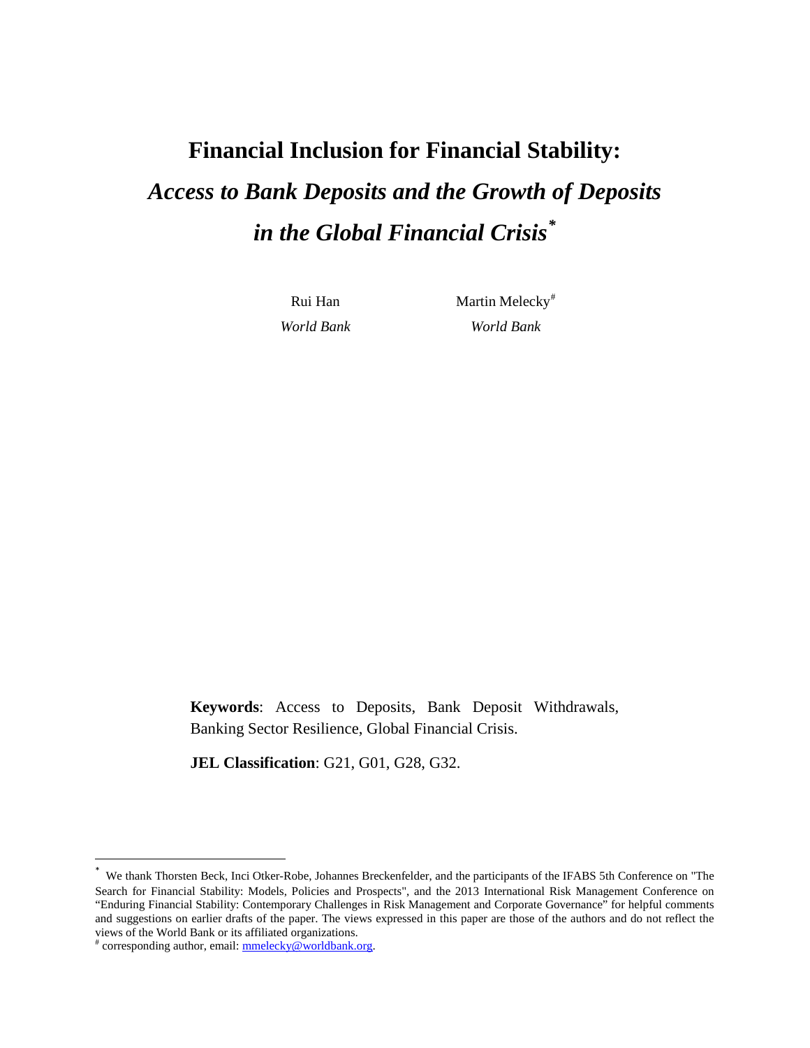# Financial Inclusion for Financial Stability:

## *Access to Bank Deposits and the Growth of Deposits in the Global Financial Crisis*[*]

Rui Han
*World Bank*

Martin Melecky[#]
*World Bank*

**Keywords**: Access to Deposits, Bank Deposit Withdrawals, Banking Sector Resilience, Global Financial Crisis.

**JEL Classification**: G21, G01, G28, G32.

---

[*] We thank Thorsten Beck, Inci Otker-Robe, Johannes Breckenfelder, and the participants of the IFABS 5th Conference on "The Search for Financial Stability: Models, Policies and Prospects", and the 2013 International Risk Management Conference on "Enduring Financial Stability: Contemporary Challenges in Risk Management and Corporate Governance" for helpful comments and suggestions on earlier drafts of the paper. The views expressed in this paper are those of the authors and do not reflect the views of the World Bank or its affiliated organizations.

[#] corresponding author, email: mmelecky@worldbank.org.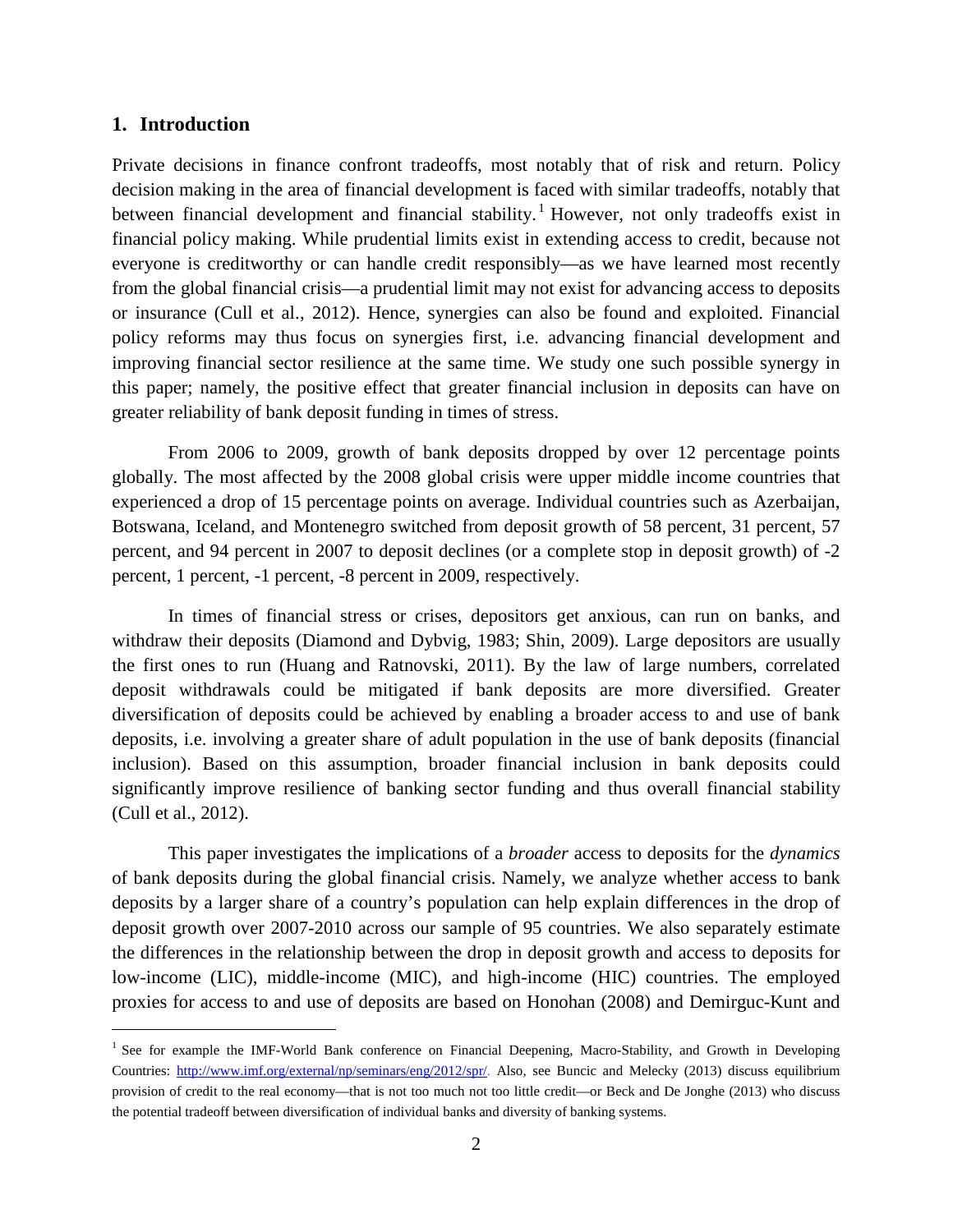## 1. Introduction

Private decisions in finance confront tradeoffs, most notably that of risk and return. Policy decision making in the area of financial development is faced with similar tradeoffs, notably that between financial development and financial stability.[1] However, not only tradeoffs exist in financial policy making. While prudential limits exist in extending access to credit, because not everyone is creditworthy or can handle credit responsibly—as we have learned most recently from the global financial crisis—a prudential limit may not exist for advancing access to deposits or insurance (Cull et al., 2012). Hence, synergies can also be found and exploited. Financial policy reforms may thus focus on synergies first, i.e. advancing financial development and improving financial sector resilience at the same time. We study one such possible synergy in this paper; namely, the positive effect that greater financial inclusion in deposits can have on greater reliability of bank deposit funding in times of stress.

From 2006 to 2009, growth of bank deposits dropped by over 12 percentage points globally. The most affected by the 2008 global crisis were upper middle income countries that experienced a drop of 15 percentage points on average. Individual countries such as Azerbaijan, Botswana, Iceland, and Montenegro switched from deposit growth of 58 percent, 31 percent, 57 percent, and 94 percent in 2007 to deposit declines (or a complete stop in deposit growth) of -2 percent, 1 percent, -1 percent, -8 percent in 2009, respectively.

In times of financial stress or crises, depositors get anxious, can run on banks, and withdraw their deposits (Diamond and Dybvig, 1983; Shin, 2009). Large depositors are usually the first ones to run (Huang and Ratnovski, 2011). By the law of large numbers, correlated deposit withdrawals could be mitigated if bank deposits are more diversified. Greater diversification of deposits could be achieved by enabling a broader access to and use of bank deposits, i.e. involving a greater share of adult population in the use of bank deposits (financial inclusion). Based on this assumption, broader financial inclusion in bank deposits could significantly improve resilience of banking sector funding and thus overall financial stability (Cull et al., 2012).

This paper investigates the implications of a *broader* access to deposits for the *dynamics* of bank deposits during the global financial crisis. Namely, we analyze whether access to bank deposits by a larger share of a country's population can help explain differences in the drop of deposit growth over 2007-2010 across our sample of 95 countries. We also separately estimate the differences in the relationship between the drop in deposit growth and access to deposits for low-income (LIC), middle-income (MIC), and high-income (HIC) countries. The employed proxies for access to and use of deposits are based on Honohan (2008) and Demirguc-Kunt and

---

[1] See for example the IMF-World Bank conference on Financial Deepening, Macro-Stability, and Growth in Developing Countries: http://www.imf.org/external/np/seminars/eng/2012/spr/. Also, see Buncic and Melecky (2013) discuss equilibrium provision of credit to the real economy—that is not too much not too little credit—or Beck and De Jonghe (2013) who discuss the potential tradeoff between diversification of individual banks and diversity of banking systems.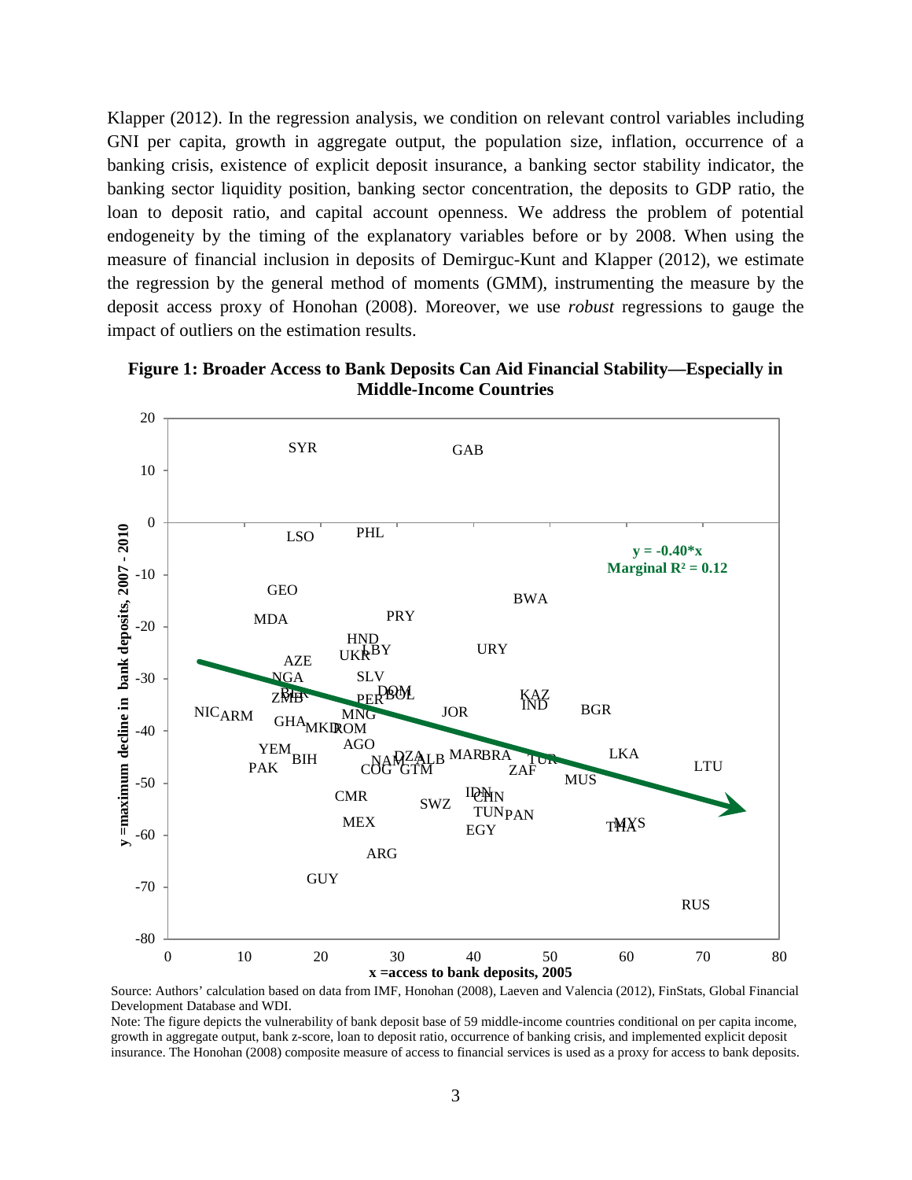Klapper (2012). In the regression analysis, we condition on relevant control variables including GNI per capita, growth in aggregate output, the population size, inflation, occurrence of a banking crisis, existence of explicit deposit insurance, a banking sector stability indicator, the banking sector liquidity position, banking sector concentration, the deposits to GDP ratio, the loan to deposit ratio, and capital account openness. We address the problem of potential endogeneity by the timing of the explanatory variables before or by 2008. When using the measure of financial inclusion in deposits of Demirguc-Kunt and Klapper (2012), we estimate the regression by the general method of moments (GMM), instrumenting the measure by the deposit access proxy of Honohan (2008). Moreover, we use *robust* regressions to gauge the impact of outliers on the estimation results.

**Figure 1: Broader Access to Bank Deposits Can Aid Financial Stability—Especially in Middle-Income Countries**

Source: Authors' calculation based on data from IMF, Honohan (2008), Laeven and Valencia (2012), FinStats, Global Financial Development Database and WDI.

Note: The figure depicts the vulnerability of bank deposit base of 59 middle-income countries conditional on per capita income, growth in aggregate output, bank z-score, loan to deposit ratio, occurrence of banking crisis, and implemented explicit deposit insurance. The Honohan (2008) composite measure of access to financial services is used as a proxy for access to bank deposits.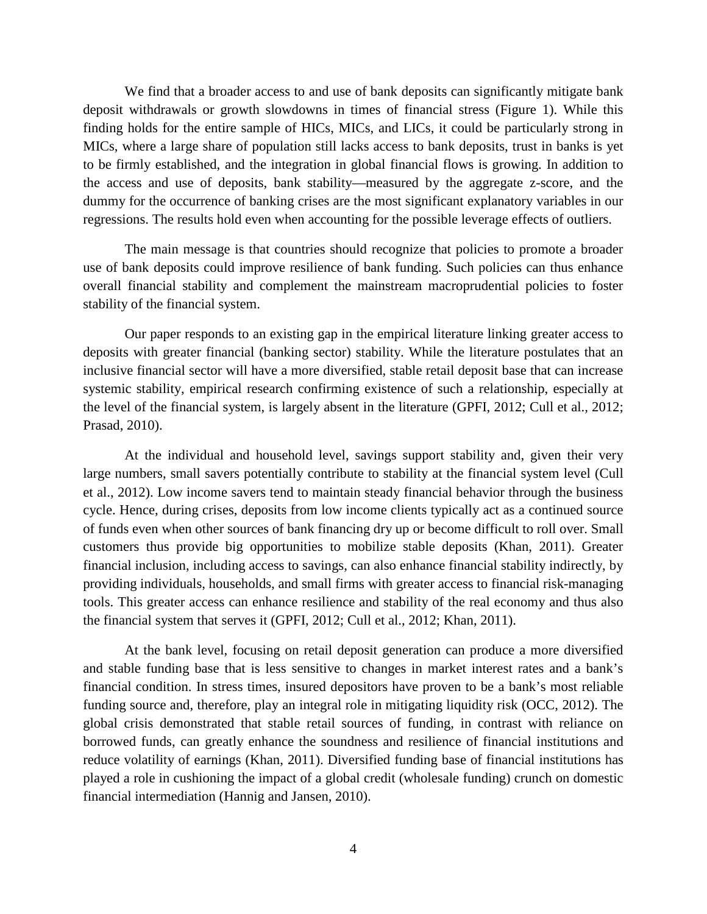We find that a broader access to and use of bank deposits can significantly mitigate bank deposit withdrawals or growth slowdowns in times of financial stress (Figure 1). While this finding holds for the entire sample of HICs, MICs, and LICs, it could be particularly strong in MICs, where a large share of population still lacks access to bank deposits, trust in banks is yet to be firmly established, and the integration in global financial flows is growing. In addition to the access and use of deposits, bank stability—measured by the aggregate z-score, and the dummy for the occurrence of banking crises are the most significant explanatory variables in our regressions. The results hold even when accounting for the possible leverage effects of outliers.

The main message is that countries should recognize that policies to promote a broader use of bank deposits could improve resilience of bank funding. Such policies can thus enhance overall financial stability and complement the mainstream macroprudential policies to foster stability of the financial system.

Our paper responds to an existing gap in the empirical literature linking greater access to deposits with greater financial (banking sector) stability. While the literature postulates that an inclusive financial sector will have a more diversified, stable retail deposit base that can increase systemic stability, empirical research confirming existence of such a relationship, especially at the level of the financial system, is largely absent in the literature (GPFI, 2012; Cull et al., 2012; Prasad, 2010).

At the individual and household level, savings support stability and, given their very large numbers, small savers potentially contribute to stability at the financial system level (Cull et al., 2012). Low income savers tend to maintain steady financial behavior through the business cycle. Hence, during crises, deposits from low income clients typically act as a continued source of funds even when other sources of bank financing dry up or become difficult to roll over. Small customers thus provide big opportunities to mobilize stable deposits (Khan, 2011). Greater financial inclusion, including access to savings, can also enhance financial stability indirectly, by providing individuals, households, and small firms with greater access to financial risk-managing tools. This greater access can enhance resilience and stability of the real economy and thus also the financial system that serves it (GPFI, 2012; Cull et al., 2012; Khan, 2011).

At the bank level, focusing on retail deposit generation can produce a more diversified and stable funding base that is less sensitive to changes in market interest rates and a bank's financial condition. In stress times, insured depositors have proven to be a bank's most reliable funding source and, therefore, play an integral role in mitigating liquidity risk (OCC, 2012). The global crisis demonstrated that stable retail sources of funding, in contrast with reliance on borrowed funds, can greatly enhance the soundness and resilience of financial institutions and reduce volatility of earnings (Khan, 2011). Diversified funding base of financial institutions has played a role in cushioning the impact of a global credit (wholesale funding) crunch on domestic financial intermediation (Hannig and Jansen, 2010).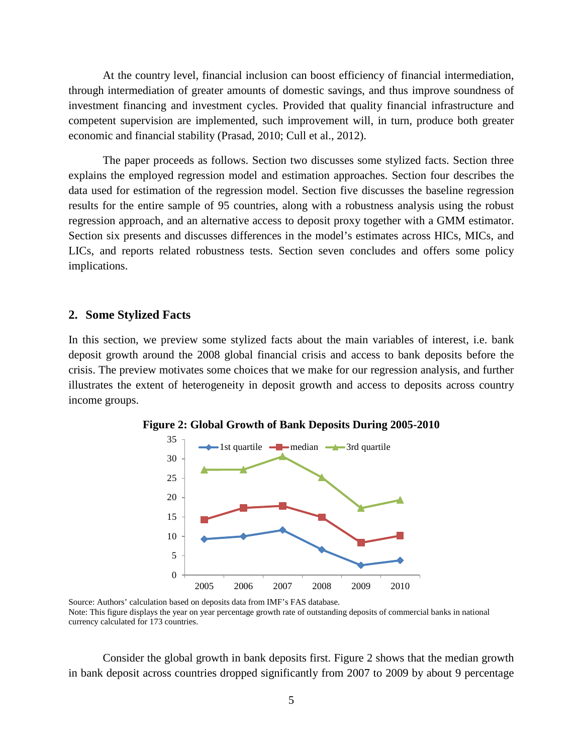At the country level, financial inclusion can boost efficiency of financial intermediation, through intermediation of greater amounts of domestic savings, and thus improve soundness of investment financing and investment cycles. Provided that quality financial infrastructure and competent supervision are implemented, such improvement will, in turn, produce both greater economic and financial stability (Prasad, 2010; Cull et al., 2012).

The paper proceeds as follows. Section two discusses some stylized facts. Section three explains the employed regression model and estimation approaches. Section four describes the data used for estimation of the regression model. Section five discusses the baseline regression results for the entire sample of 95 countries, along with a robustness analysis using the robust regression approach, and an alternative access to deposit proxy together with a GMM estimator. Section six presents and discusses differences in the model's estimates across HICs, MICs, and LICs, and reports related robustness tests. Section seven concludes and offers some policy implications.

## 2. Some Stylized Facts

In this section, we preview some stylized facts about the main variables of interest, i.e. bank deposit growth around the 2008 global financial crisis and access to bank deposits before the crisis. The preview motivates some choices that we make for our regression analysis, and further illustrates the extent of heterogeneity in deposit growth and access to deposits across country income groups.

**Figure 2: Global Growth of Bank Deposits During 2005-2010**

Source: Authors' calculation based on deposits data from IMF's FAS database.
Note: This figure displays the year on year percentage growth rate of outstanding deposits of commercial banks in national currency calculated for 173 countries.

Consider the global growth in bank deposits first. Figure 2 shows that the median growth in bank deposit across countries dropped significantly from 2007 to 2009 by about 9 percentage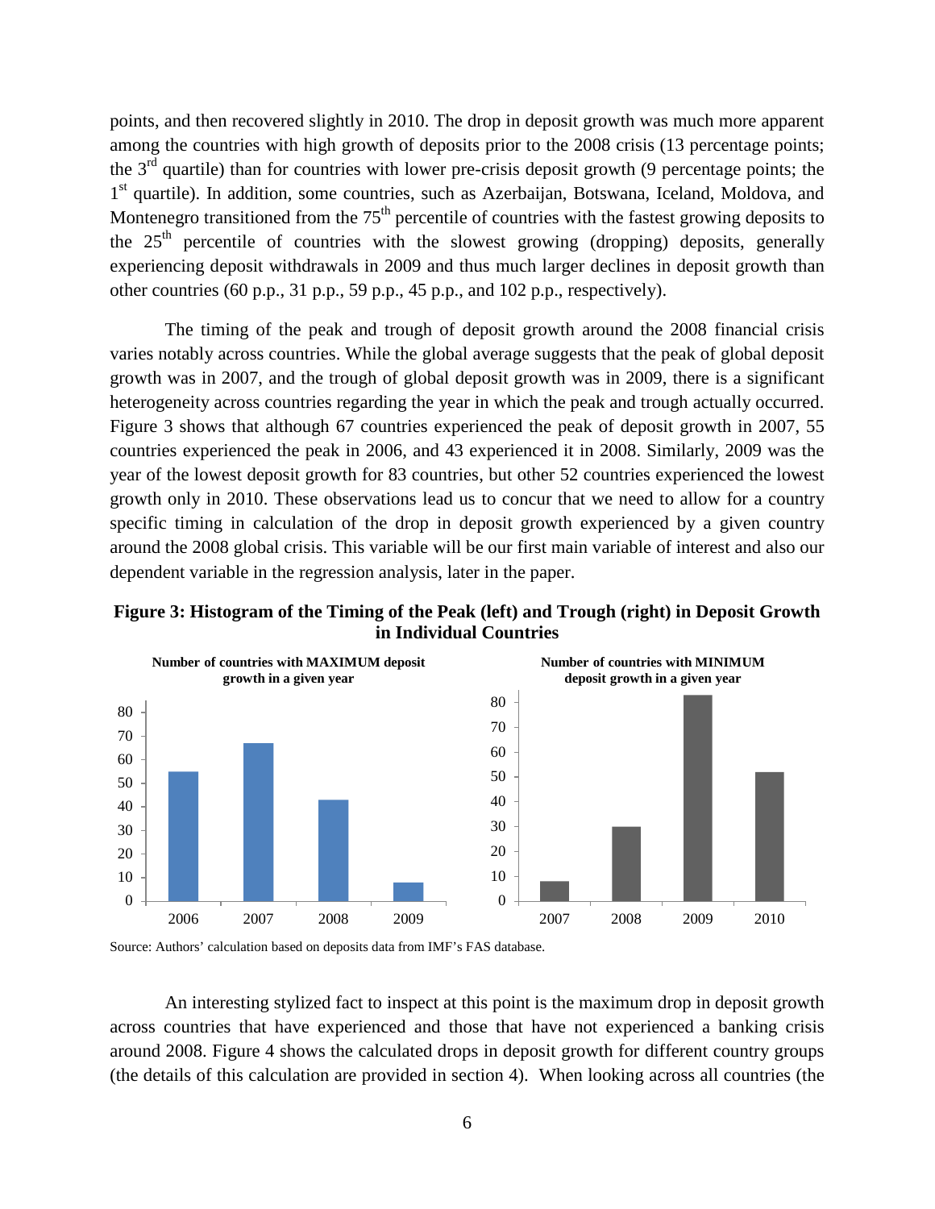points, and then recovered slightly in 2010. The drop in deposit growth was much more apparent among the countries with high growth of deposits prior to the 2008 crisis (13 percentage points; the 3rd quartile) than for countries with lower pre-crisis deposit growth (9 percentage points; the 1st quartile). In addition, some countries, such as Azerbaijan, Botswana, Iceland, Moldova, and Montenegro transitioned from the 75th percentile of countries with the fastest growing deposits to the 25th percentile of countries with the slowest growing (dropping) deposits, generally experiencing deposit withdrawals in 2009 and thus much larger declines in deposit growth than other countries (60 p.p., 31 p.p., 59 p.p., 45 p.p., and 102 p.p., respectively).

The timing of the peak and trough of deposit growth around the 2008 financial crisis varies notably across countries. While the global average suggests that the peak of global deposit growth was in 2007, and the trough of global deposit growth was in 2009, there is a significant heterogeneity across countries regarding the year in which the peak and trough actually occurred. Figure 3 shows that although 67 countries experienced the peak of deposit growth in 2007, 55 countries experienced the peak in 2006, and 43 experienced it in 2008. Similarly, 2009 was the year of the lowest deposit growth for 83 countries, but other 52 countries experienced the lowest growth only in 2010. These observations lead us to concur that we need to allow for a country specific timing in calculation of the drop in deposit growth experienced by a given country around the 2008 global crisis. This variable will be our first main variable of interest and also our dependent variable in the regression analysis, later in the paper.

**Figure 3: Histogram of the Timing of the Peak (left) and Trough (right) in Deposit Growth in Individual Countries**

**Number of countries with MAXIMUM deposit growth in a given year**

| Year | Number of countries |
|---|---|
| 2006 | 55 |
| 2007 | 67 |
| 2008 | 43 |
| 2009 | 8 |

**Number of countries with MINIMUM deposit growth in a given year**

| Year | Number of countries |
|---|---|
| 2007 | 8 |
| 2008 | 30 |
| 2009 | 83 |
| 2010 | 52 |

Source: Authors' calculation based on deposits data from IMF's FAS database.

An interesting stylized fact to inspect at this point is the maximum drop in deposit growth across countries that have experienced and those that have not experienced a banking crisis around 2008. Figure 4 shows the calculated drops in deposit growth for different country groups (the details of this calculation are provided in section 4). When looking across all countries (the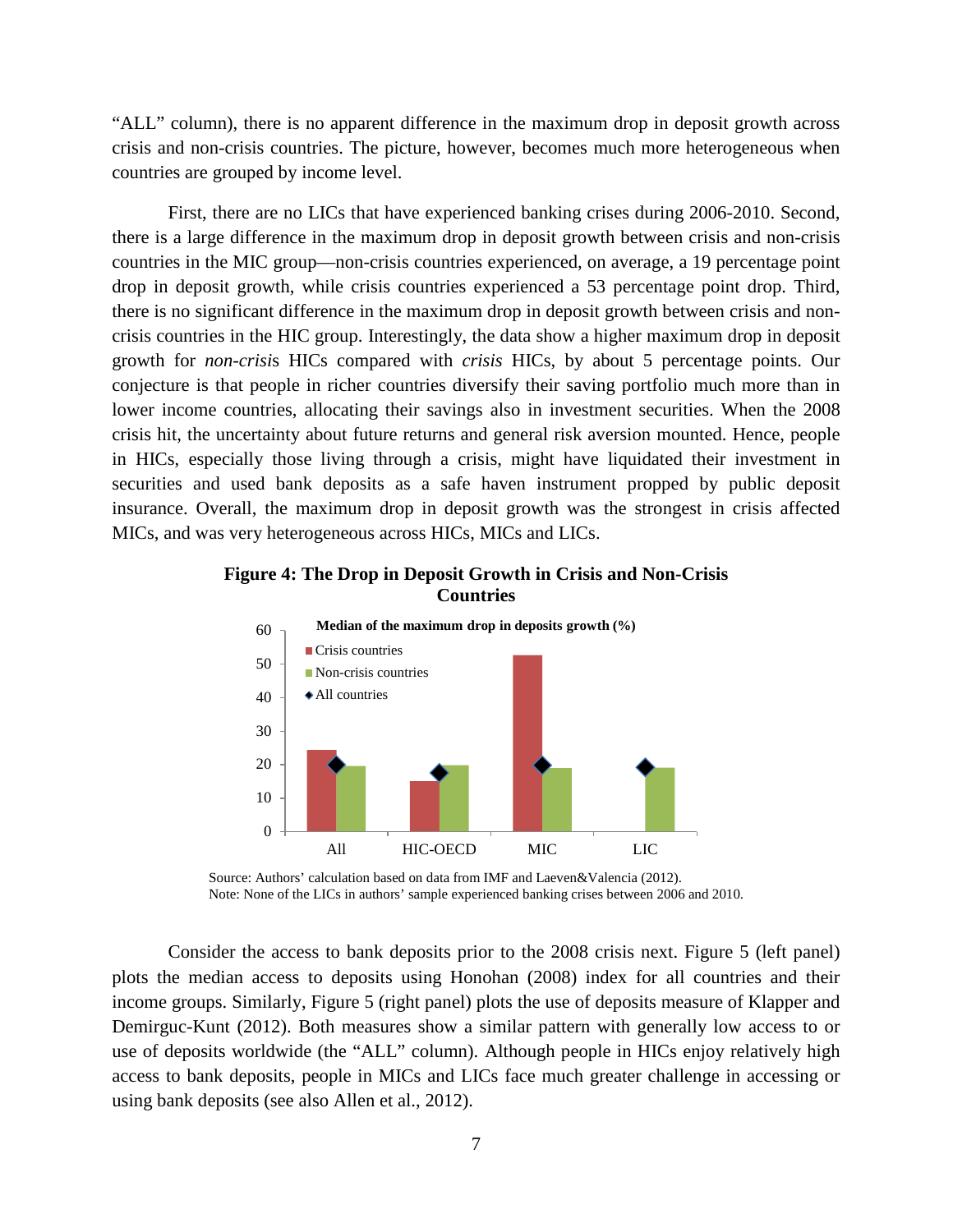"ALL" column), there is no apparent difference in the maximum drop in deposit growth across crisis and non-crisis countries. The picture, however, becomes much more heterogeneous when countries are grouped by income level.

First, there are no LICs that have experienced banking crises during 2006-2010. Second, there is a large difference in the maximum drop in deposit growth between crisis and non-crisis countries in the MIC group—non-crisis countries experienced, on average, a 19 percentage point drop in deposit growth, while crisis countries experienced a 53 percentage point drop. Third, there is no significant difference in the maximum drop in deposit growth between crisis and non-crisis countries in the HIC group. Interestingly, the data show a higher maximum drop in deposit growth for *non-crisis* HICs compared with *crisis* HICs, by about 5 percentage points. Our conjecture is that people in richer countries diversify their saving portfolio much more than in lower income countries, allocating their savings also in investment securities. When the 2008 crisis hit, the uncertainty about future returns and general risk aversion mounted. Hence, people in HICs, especially those living through a crisis, might have liquidated their investment in securities and used bank deposits as a safe haven instrument propped by public deposit insurance. Overall, the maximum drop in deposit growth was the strongest in crisis affected MICs, and was very heterogeneous across HICs, MICs and LICs.

**Figure 4: The Drop in Deposit Growth in Crisis and Non-Crisis Countries**

Source: Authors' calculation based on data from IMF and Laeven&Valencia (2012).
Note: None of the LICs in authors' sample experienced banking crises between 2006 and 2010.

Consider the access to bank deposits prior to the 2008 crisis next. Figure 5 (left panel) plots the median access to deposits using Honohan (2008) index for all countries and their income groups. Similarly, Figure 5 (right panel) plots the use of deposits measure of Klapper and Demirguc-Kunt (2012). Both measures show a similar pattern with generally low access to or use of deposits worldwide (the "ALL" column). Although people in HICs enjoy relatively high access to bank deposits, people in MICs and LICs face much greater challenge in accessing or using bank deposits (see also Allen et al., 2012).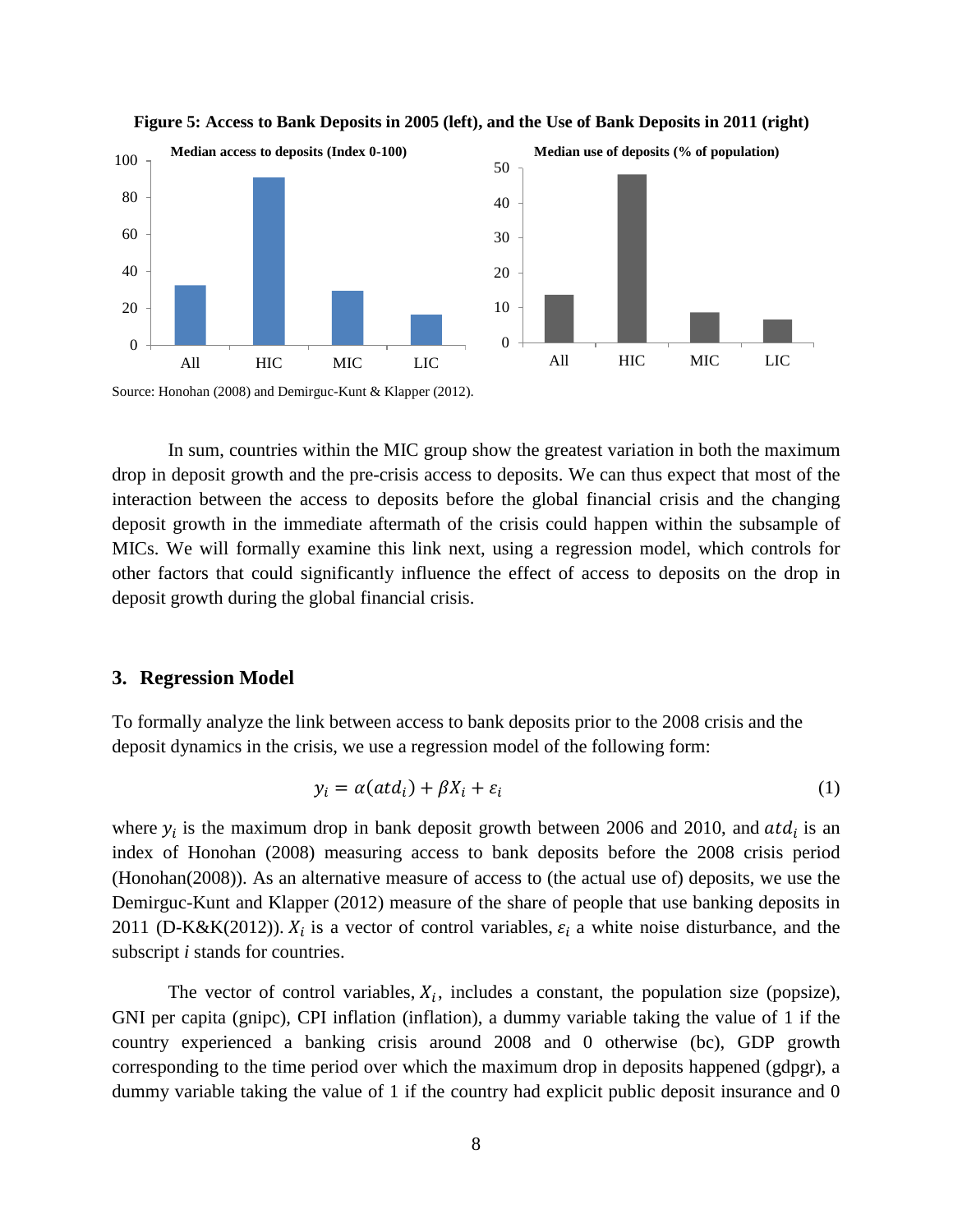**Figure 5: Access to Bank Deposits in 2005 (left), and the Use of Bank Deposits in 2011 (right)**

Source: Honohan (2008) and Demirguc-Kunt & Klapper (2012).

In sum, countries within the MIC group show the greatest variation in both the maximum drop in deposit growth and the pre-crisis access to deposits. We can thus expect that most of the interaction between the access to deposits before the global financial crisis and the changing deposit growth in the immediate aftermath of the crisis could happen within the subsample of MICs. We will formally examine this link next, using a regression model, which controls for other factors that could significantly influence the effect of access to deposits on the drop in deposit growth during the global financial crisis.

## 3. Regression Model

To formally analyze the link between access to bank deposits prior to the 2008 crisis and the deposit dynamics in the crisis, we use a regression model of the following form:

$$y_i = \alpha(atd_i) + \beta X_i + \varepsilon_i \quad (1)$$

where $y_i$ is the maximum drop in bank deposit growth between 2006 and 2010, and $atd_i$ is an index of Honohan (2008) measuring access to bank deposits before the 2008 crisis period (Honohan(2008)). As an alternative measure of access to (the actual use of) deposits, we use the Demirguc-Kunt and Klapper (2012) measure of the share of people that use banking deposits in 2011 (D-K&K(2012)). $X_i$ is a vector of control variables, $\varepsilon_i$ a white noise disturbance, and the subscript *i* stands for countries.

The vector of control variables, $X_i$, includes a constant, the population size (popsize), GNI per capita (gnipc), CPI inflation (inflation), a dummy variable taking the value of 1 if the country experienced a banking crisis around 2008 and 0 otherwise (bc), GDP growth corresponding to the time period over which the maximum drop in deposits happened (gdpgr), a dummy variable taking the value of 1 if the country had explicit public deposit insurance and 0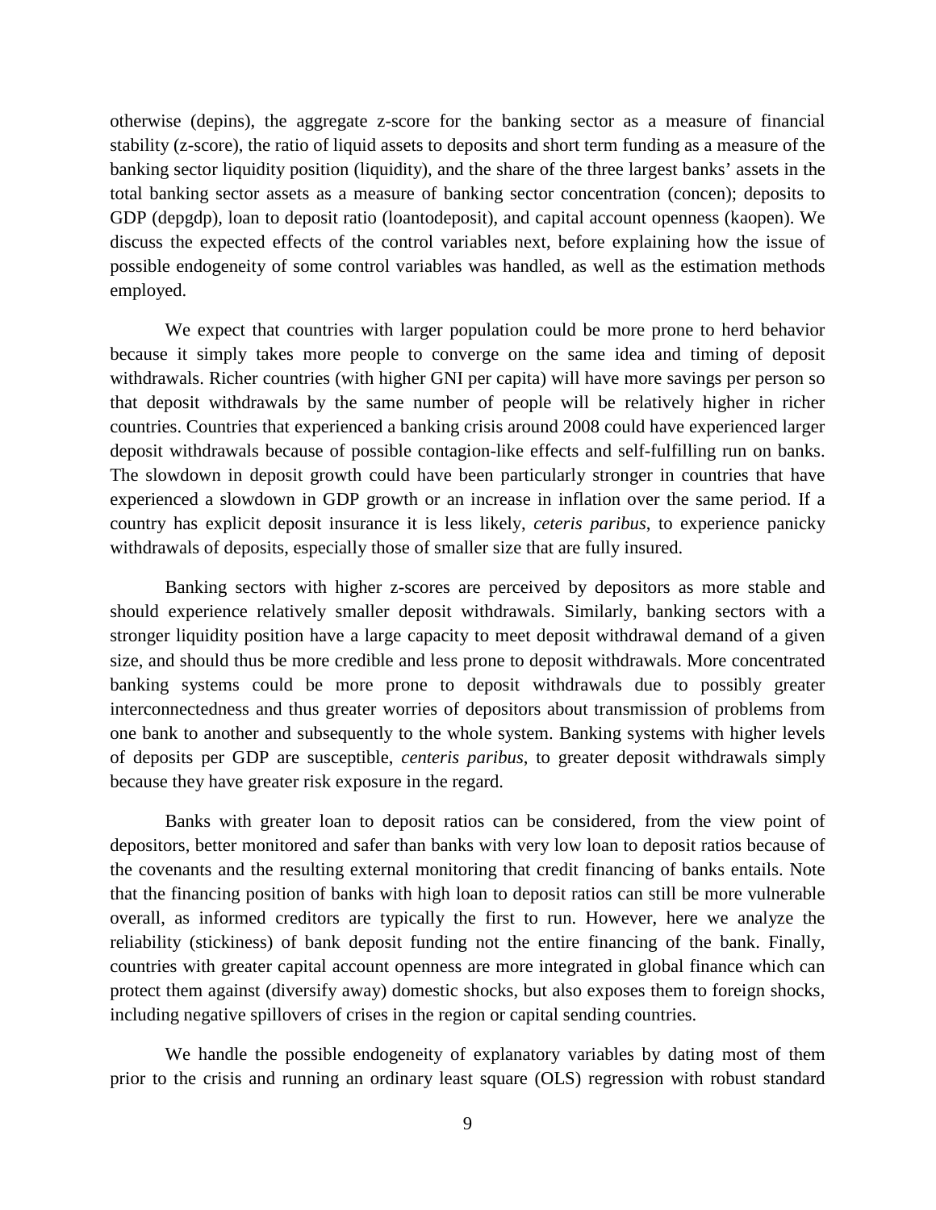otherwise (depins), the aggregate z-score for the banking sector as a measure of financial stability (z-score), the ratio of liquid assets to deposits and short term funding as a measure of the banking sector liquidity position (liquidity), and the share of the three largest banks' assets in the total banking sector assets as a measure of banking sector concentration (concen); deposits to GDP (depgdp), loan to deposit ratio (loantodeposit), and capital account openness (kaopen). We discuss the expected effects of the control variables next, before explaining how the issue of possible endogeneity of some control variables was handled, as well as the estimation methods employed.

We expect that countries with larger population could be more prone to herd behavior because it simply takes more people to converge on the same idea and timing of deposit withdrawals. Richer countries (with higher GNI per capita) will have more savings per person so that deposit withdrawals by the same number of people will be relatively higher in richer countries. Countries that experienced a banking crisis around 2008 could have experienced larger deposit withdrawals because of possible contagion-like effects and self-fulfilling run on banks. The slowdown in deposit growth could have been particularly stronger in countries that have experienced a slowdown in GDP growth or an increase in inflation over the same period. If a country has explicit deposit insurance it is less likely, *ceteris paribus*, to experience panicky withdrawals of deposits, especially those of smaller size that are fully insured.

Banking sectors with higher z-scores are perceived by depositors as more stable and should experience relatively smaller deposit withdrawals. Similarly, banking sectors with a stronger liquidity position have a large capacity to meet deposit withdrawal demand of a given size, and should thus be more credible and less prone to deposit withdrawals. More concentrated banking systems could be more prone to deposit withdrawals due to possibly greater interconnectedness and thus greater worries of depositors about transmission of problems from one bank to another and subsequently to the whole system. Banking systems with higher levels of deposits per GDP are susceptible, *centeris paribus*, to greater deposit withdrawals simply because they have greater risk exposure in the regard.

Banks with greater loan to deposit ratios can be considered, from the view point of depositors, better monitored and safer than banks with very low loan to deposit ratios because of the covenants and the resulting external monitoring that credit financing of banks entails. Note that the financing position of banks with high loan to deposit ratios can still be more vulnerable overall, as informed creditors are typically the first to run. However, here we analyze the reliability (stickiness) of bank deposit funding not the entire financing of the bank. Finally, countries with greater capital account openness are more integrated in global finance which can protect them against (diversify away) domestic shocks, but also exposes them to foreign shocks, including negative spillovers of crises in the region or capital sending countries.

We handle the possible endogeneity of explanatory variables by dating most of them prior to the crisis and running an ordinary least square (OLS) regression with robust standard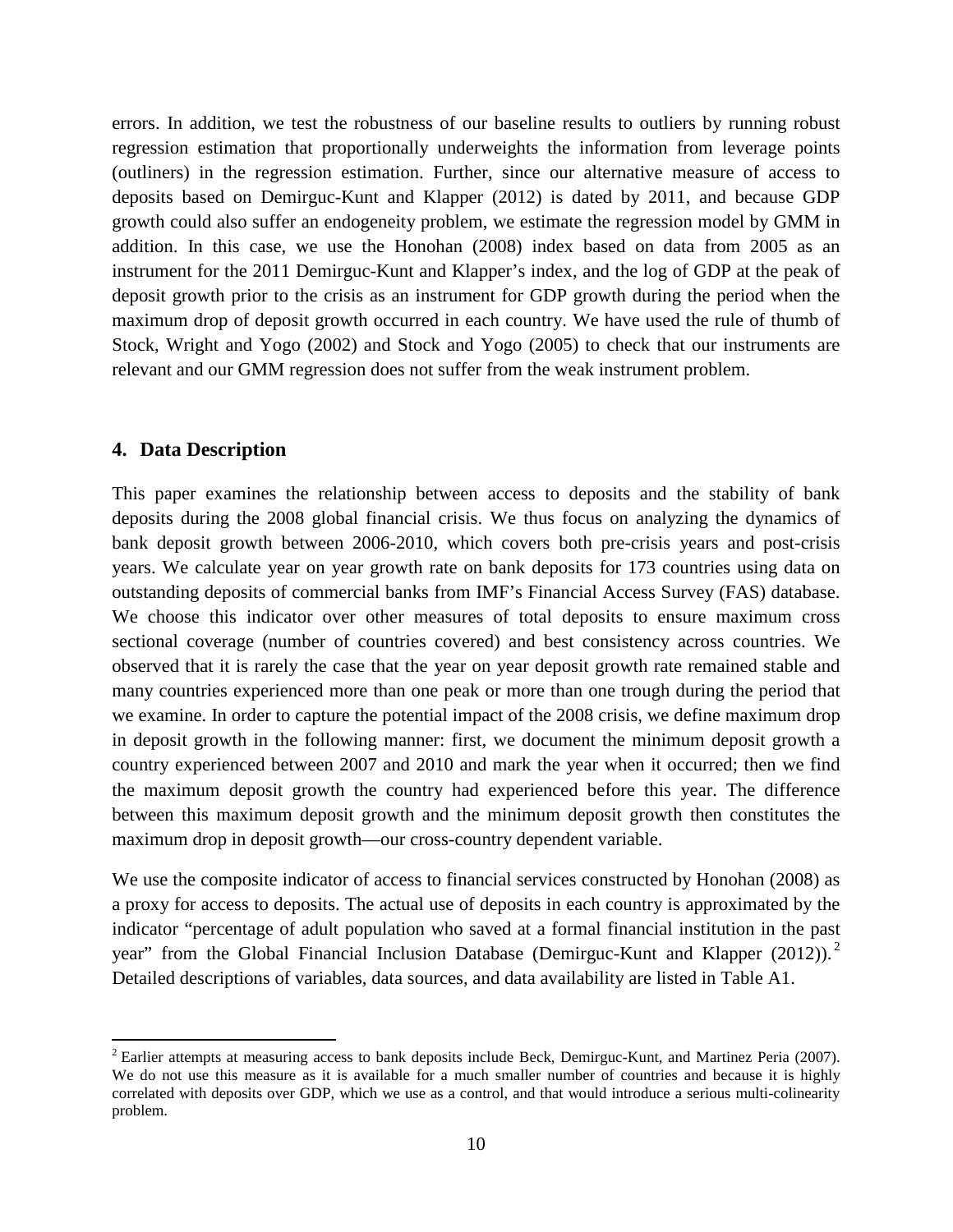errors. In addition, we test the robustness of our baseline results to outliers by running robust regression estimation that proportionally underweights the information from leverage points (outliners) in the regression estimation. Further, since our alternative measure of access to deposits based on Demirguc-Kunt and Klapper (2012) is dated by 2011, and because GDP growth could also suffer an endogeneity problem, we estimate the regression model by GMM in addition. In this case, we use the Honohan (2008) index based on data from 2005 as an instrument for the 2011 Demirguc-Kunt and Klapper's index, and the log of GDP at the peak of deposit growth prior to the crisis as an instrument for GDP growth during the period when the maximum drop of deposit growth occurred in each country. We have used the rule of thumb of Stock, Wright and Yogo (2002) and Stock and Yogo (2005) to check that our instruments are relevant and our GMM regression does not suffer from the weak instrument problem.

## 4. Data Description

This paper examines the relationship between access to deposits and the stability of bank deposits during the 2008 global financial crisis. We thus focus on analyzing the dynamics of bank deposit growth between 2006-2010, which covers both pre-crisis years and post-crisis years. We calculate year on year growth rate on bank deposits for 173 countries using data on outstanding deposits of commercial banks from IMF's Financial Access Survey (FAS) database. We choose this indicator over other measures of total deposits to ensure maximum cross sectional coverage (number of countries covered) and best consistency across countries. We observed that it is rarely the case that the year on year deposit growth rate remained stable and many countries experienced more than one peak or more than one trough during the period that we examine. In order to capture the potential impact of the 2008 crisis, we define maximum drop in deposit growth in the following manner: first, we document the minimum deposit growth a country experienced between 2007 and 2010 and mark the year when it occurred; then we find the maximum deposit growth the country had experienced before this year. The difference between this maximum deposit growth and the minimum deposit growth then constitutes the maximum drop in deposit growth—our cross-country dependent variable.

We use the composite indicator of access to financial services constructed by Honohan (2008) as a proxy for access to deposits. The actual use of deposits in each country is approximated by the indicator "percentage of adult population who saved at a formal financial institution in the past year" from the Global Financial Inclusion Database (Demirguc-Kunt and Klapper (2012)).[2] Detailed descriptions of variables, data sources, and data availability are listed in Table A1.

[2] Earlier attempts at measuring access to bank deposits include Beck, Demirguc-Kunt, and Martinez Peria (2007). We do not use this measure as it is available for a much smaller number of countries and because it is highly correlated with deposits over GDP, which we use as a control, and that would introduce a serious multi-colinearity problem.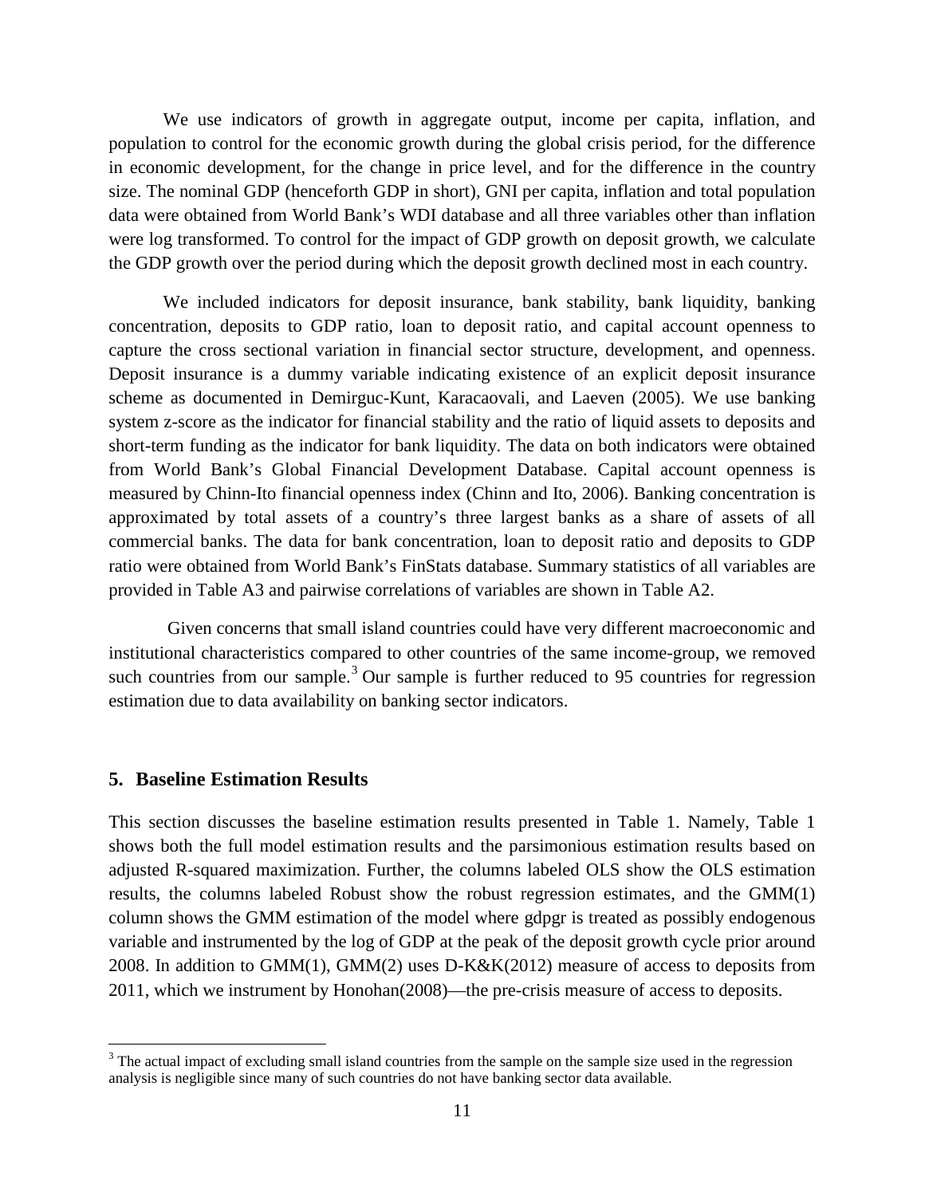We use indicators of growth in aggregate output, income per capita, inflation, and population to control for the economic growth during the global crisis period, for the difference in economic development, for the change in price level, and for the difference in the country size. The nominal GDP (henceforth GDP in short), GNI per capita, inflation and total population data were obtained from World Bank's WDI database and all three variables other than inflation were log transformed. To control for the impact of GDP growth on deposit growth, we calculate the GDP growth over the period during which the deposit growth declined most in each country.

We included indicators for deposit insurance, bank stability, bank liquidity, banking concentration, deposits to GDP ratio, loan to deposit ratio, and capital account openness to capture the cross sectional variation in financial sector structure, development, and openness. Deposit insurance is a dummy variable indicating existence of an explicit deposit insurance scheme as documented in Demirguc-Kunt, Karacaovali, and Laeven (2005). We use banking system z-score as the indicator for financial stability and the ratio of liquid assets to deposits and short-term funding as the indicator for bank liquidity. The data on both indicators were obtained from World Bank's Global Financial Development Database. Capital account openness is measured by Chinn-Ito financial openness index (Chinn and Ito, 2006). Banking concentration is approximated by total assets of a country's three largest banks as a share of assets of all commercial banks. The data for bank concentration, loan to deposit ratio and deposits to GDP ratio were obtained from World Bank's FinStats database. Summary statistics of all variables are provided in Table A3 and pairwise correlations of variables are shown in Table A2.

Given concerns that small island countries could have very different macroeconomic and institutional characteristics compared to other countries of the same income-group, we removed such countries from our sample.[3] Our sample is further reduced to 95 countries for regression estimation due to data availability on banking sector indicators.

## 5. Baseline Estimation Results

This section discusses the baseline estimation results presented in Table 1. Namely, Table 1 shows both the full model estimation results and the parsimonious estimation results based on adjusted R-squared maximization. Further, the columns labeled OLS show the OLS estimation results, the columns labeled Robust show the robust regression estimates, and the GMM(1) column shows the GMM estimation of the model where gdpgr is treated as possibly endogenous variable and instrumented by the log of GDP at the peak of the deposit growth cycle prior around 2008. In addition to GMM(1), GMM(2) uses D-K&K(2012) measure of access to deposits from 2011, which we instrument by Honohan(2008)—the pre-crisis measure of access to deposits.

[3] The actual impact of excluding small island countries from the sample on the sample size used in the regression analysis is negligible since many of such countries do not have banking sector data available.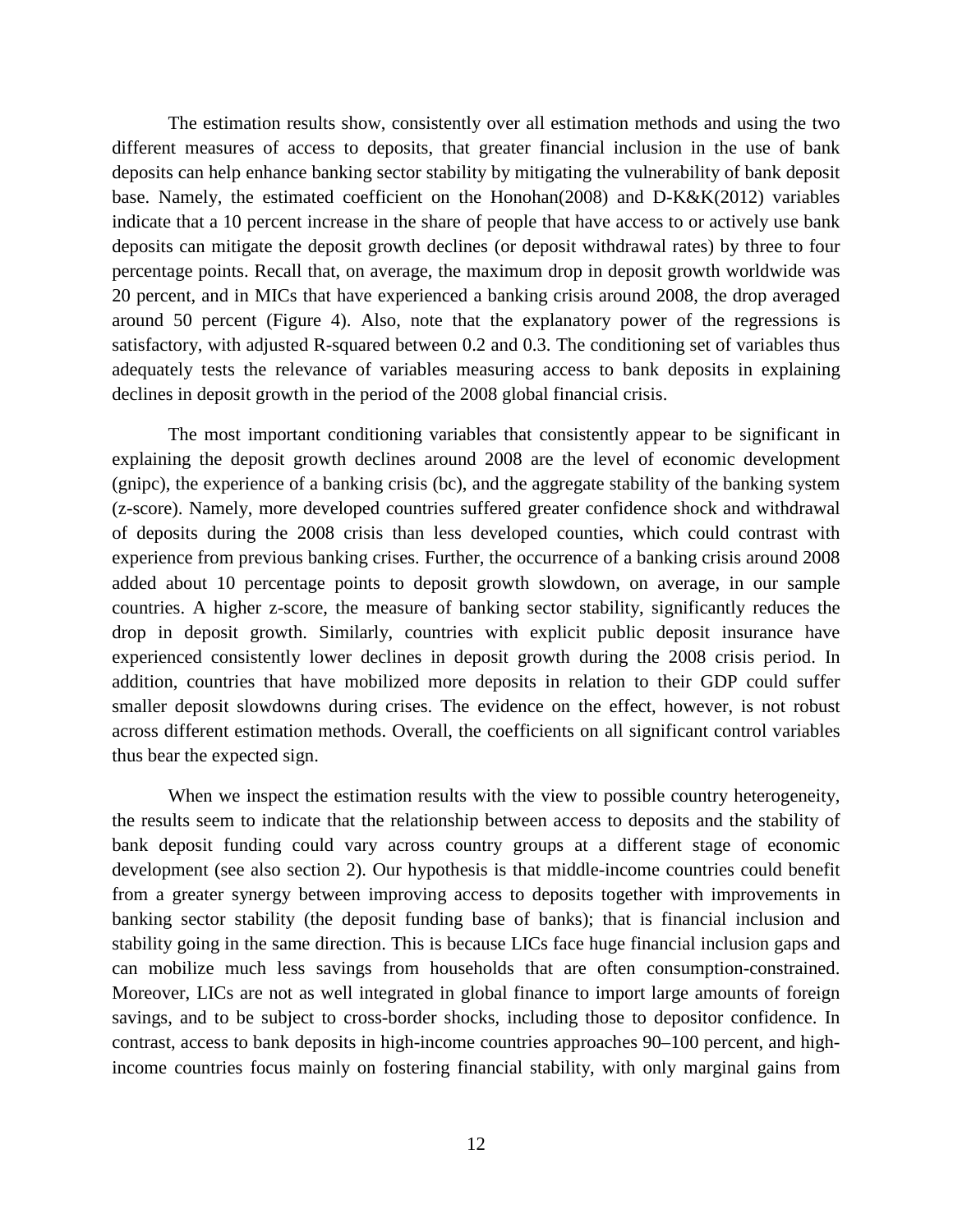The estimation results show, consistently over all estimation methods and using the two different measures of access to deposits, that greater financial inclusion in the use of bank deposits can help enhance banking sector stability by mitigating the vulnerability of bank deposit base. Namely, the estimated coefficient on the Honohan(2008) and D-K&K(2012) variables indicate that a 10 percent increase in the share of people that have access to or actively use bank deposits can mitigate the deposit growth declines (or deposit withdrawal rates) by three to four percentage points. Recall that, on average, the maximum drop in deposit growth worldwide was 20 percent, and in MICs that have experienced a banking crisis around 2008, the drop averaged around 50 percent (Figure 4). Also, note that the explanatory power of the regressions is satisfactory, with adjusted R-squared between 0.2 and 0.3. The conditioning set of variables thus adequately tests the relevance of variables measuring access to bank deposits in explaining declines in deposit growth in the period of the 2008 global financial crisis.

The most important conditioning variables that consistently appear to be significant in explaining the deposit growth declines around 2008 are the level of economic development (gnipc), the experience of a banking crisis (bc), and the aggregate stability of the banking system (z-score). Namely, more developed countries suffered greater confidence shock and withdrawal of deposits during the 2008 crisis than less developed counties, which could contrast with experience from previous banking crises. Further, the occurrence of a banking crisis around 2008 added about 10 percentage points to deposit growth slowdown, on average, in our sample countries. A higher z-score, the measure of banking sector stability, significantly reduces the drop in deposit growth. Similarly, countries with explicit public deposit insurance have experienced consistently lower declines in deposit growth during the 2008 crisis period. In addition, countries that have mobilized more deposits in relation to their GDP could suffer smaller deposit slowdowns during crises. The evidence on the effect, however, is not robust across different estimation methods. Overall, the coefficients on all significant control variables thus bear the expected sign.

When we inspect the estimation results with the view to possible country heterogeneity, the results seem to indicate that the relationship between access to deposits and the stability of bank deposit funding could vary across country groups at a different stage of economic development (see also section 2). Our hypothesis is that middle-income countries could benefit from a greater synergy between improving access to deposits together with improvements in banking sector stability (the deposit funding base of banks); that is financial inclusion and stability going in the same direction. This is because LICs face huge financial inclusion gaps and can mobilize much less savings from households that are often consumption-constrained. Moreover, LICs are not as well integrated in global finance to import large amounts of foreign savings, and to be subject to cross-border shocks, including those to depositor confidence. In contrast, access to bank deposits in high-income countries approaches 90–100 percent, and high-income countries focus mainly on fostering financial stability, with only marginal gains from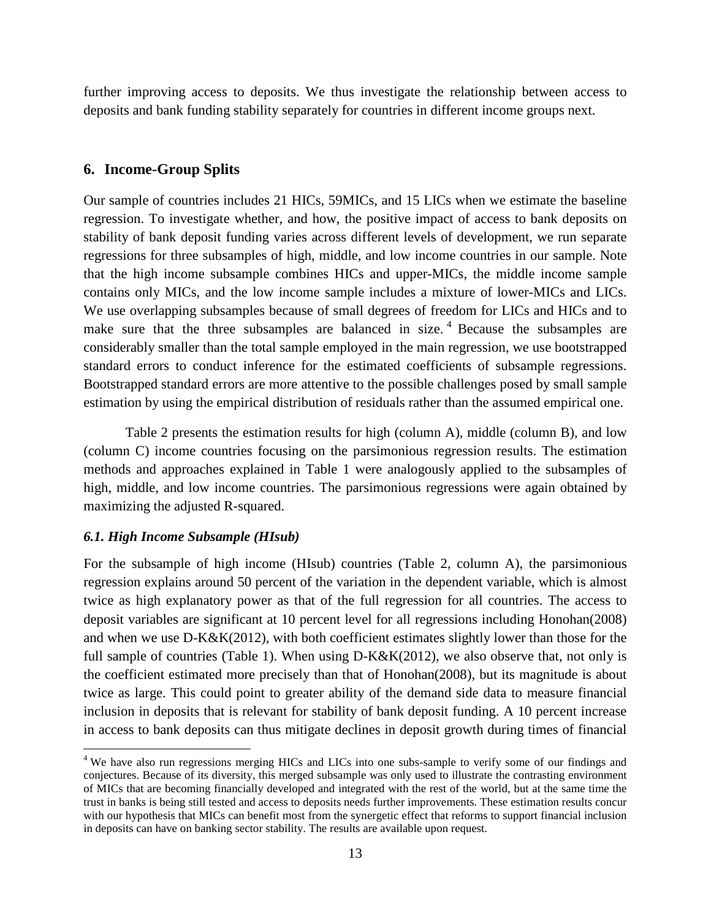further improving access to deposits. We thus investigate the relationship between access to deposits and bank funding stability separately for countries in different income groups next.

## 6. Income-Group Splits

Our sample of countries includes 21 HICs, 59MICs, and 15 LICs when we estimate the baseline regression. To investigate whether, and how, the positive impact of access to bank deposits on stability of bank deposit funding varies across different levels of development, we run separate regressions for three subsamples of high, middle, and low income countries in our sample. Note that the high income subsample combines HICs and upper-MICs, the middle income sample contains only MICs, and the low income sample includes a mixture of lower-MICs and LICs. We use overlapping subsamples because of small degrees of freedom for LICs and HICs and to make sure that the three subsamples are balanced in size.[4] Because the subsamples are considerably smaller than the total sample employed in the main regression, we use bootstrapped standard errors to conduct inference for the estimated coefficients of subsample regressions. Bootstrapped standard errors are more attentive to the possible challenges posed by small sample estimation by using the empirical distribution of residuals rather than the assumed empirical one.

Table 2 presents the estimation results for high (column A), middle (column B), and low (column C) income countries focusing on the parsimonious regression results. The estimation methods and approaches explained in Table 1 were analogously applied to the subsamples of high, middle, and low income countries. The parsimonious regressions were again obtained by maximizing the adjusted R-squared.

### *6.1. High Income Subsample (HIsub)*

For the subsample of high income (HIsub) countries (Table 2, column A), the parsimonious regression explains around 50 percent of the variation in the dependent variable, which is almost twice as high explanatory power as that of the full regression for all countries. The access to deposit variables are significant at 10 percent level for all regressions including Honohan(2008) and when we use D-K&K(2012), with both coefficient estimates slightly lower than those for the full sample of countries (Table 1). When using D-K&K(2012), we also observe that, not only is the coefficient estimated more precisely than that of Honohan(2008), but its magnitude is about twice as large. This could point to greater ability of the demand side data to measure financial inclusion in deposits that is relevant for stability of bank deposit funding. A 10 percent increase in access to bank deposits can thus mitigate declines in deposit growth during times of financial

[4] We have also run regressions merging HICs and LICs into one subs-sample to verify some of our findings and conjectures. Because of its diversity, this merged subsample was only used to illustrate the contrasting environment of MICs that are becoming financially developed and integrated with the rest of the world, but at the same time the trust in banks is being still tested and access to deposits needs further improvements. These estimation results concur with our hypothesis that MICs can benefit most from the synergetic effect that reforms to support financial inclusion in deposits can have on banking sector stability. The results are available upon request.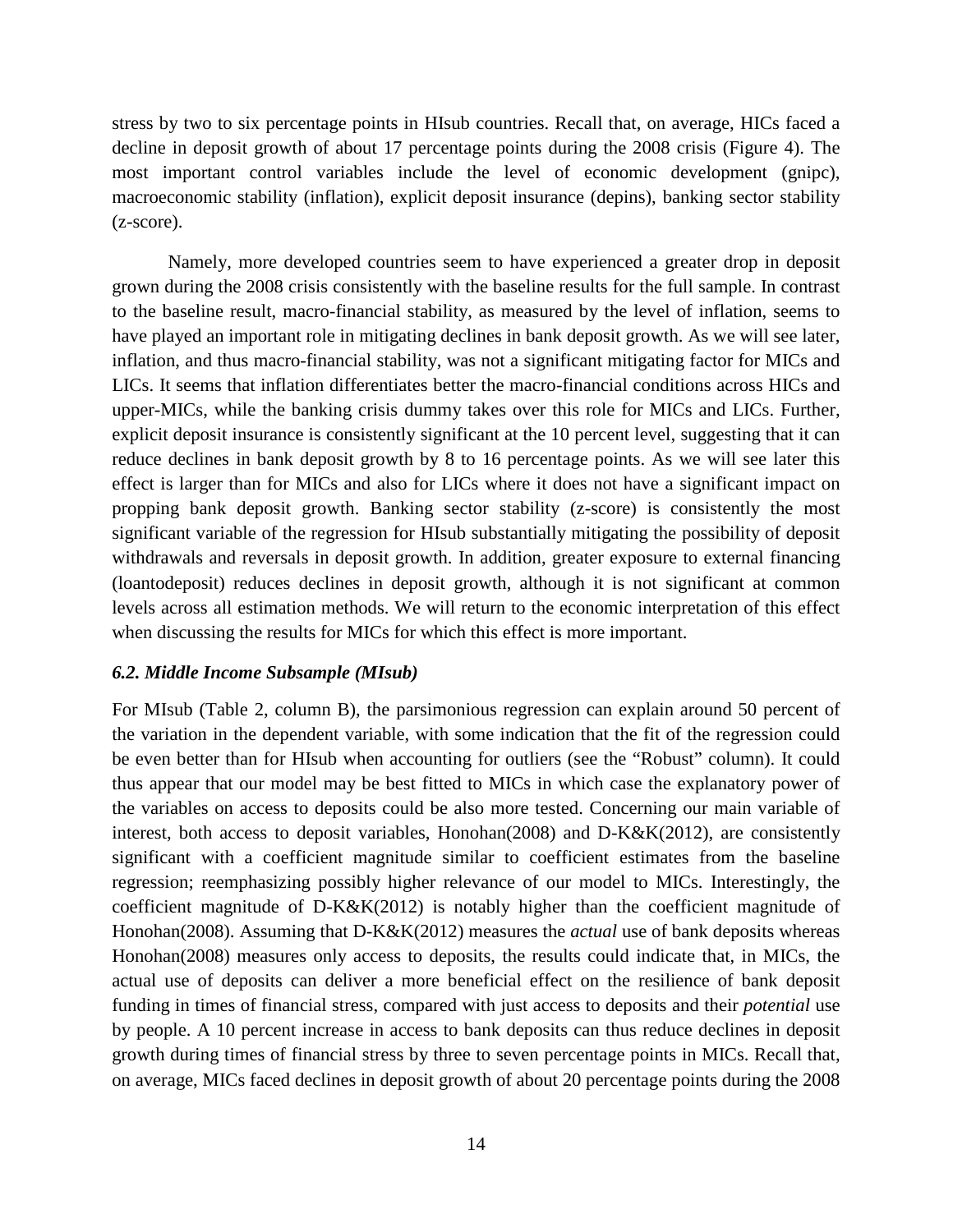stress by two to six percentage points in HIsub countries. Recall that, on average, HICs faced a decline in deposit growth of about 17 percentage points during the 2008 crisis (Figure 4). The most important control variables include the level of economic development (gnipc), macroeconomic stability (inflation), explicit deposit insurance (depins), banking sector stability (z-score).

Namely, more developed countries seem to have experienced a greater drop in deposit grown during the 2008 crisis consistently with the baseline results for the full sample. In contrast to the baseline result, macro-financial stability, as measured by the level of inflation, seems to have played an important role in mitigating declines in bank deposit growth. As we will see later, inflation, and thus macro-financial stability, was not a significant mitigating factor for MICs and LICs. It seems that inflation differentiates better the macro-financial conditions across HICs and upper-MICs, while the banking crisis dummy takes over this role for MICs and LICs. Further, explicit deposit insurance is consistently significant at the 10 percent level, suggesting that it can reduce declines in bank deposit growth by 8 to 16 percentage points. As we will see later this effect is larger than for MICs and also for LICs where it does not have a significant impact on propping bank deposit growth. Banking sector stability (z-score) is consistently the most significant variable of the regression for HIsub substantially mitigating the possibility of deposit withdrawals and reversals in deposit growth. In addition, greater exposure to external financing (loantodeposit) reduces declines in deposit growth, although it is not significant at common levels across all estimation methods. We will return to the economic interpretation of this effect when discussing the results for MICs for which this effect is more important.

### *6.2. Middle Income Subsample (MIsub)*

For MIsub (Table 2, column B), the parsimonious regression can explain around 50 percent of the variation in the dependent variable, with some indication that the fit of the regression could be even better than for HIsub when accounting for outliers (see the "Robust" column). It could thus appear that our model may be best fitted to MICs in which case the explanatory power of the variables on access to deposits could be also more tested. Concerning our main variable of interest, both access to deposit variables, Honohan(2008) and D-K&K(2012), are consistently significant with a coefficient magnitude similar to coefficient estimates from the baseline regression; reemphasizing possibly higher relevance of our model to MICs. Interestingly, the coefficient magnitude of D-K&K(2012) is notably higher than the coefficient magnitude of Honohan(2008). Assuming that D-K&K(2012) measures the *actual* use of bank deposits whereas Honohan(2008) measures only access to deposits, the results could indicate that, in MICs, the actual use of deposits can deliver a more beneficial effect on the resilience of bank deposit funding in times of financial stress, compared with just access to deposits and their *potential* use by people. A 10 percent increase in access to bank deposits can thus reduce declines in deposit growth during times of financial stress by three to seven percentage points in MICs. Recall that, on average, MICs faced declines in deposit growth of about 20 percentage points during the 2008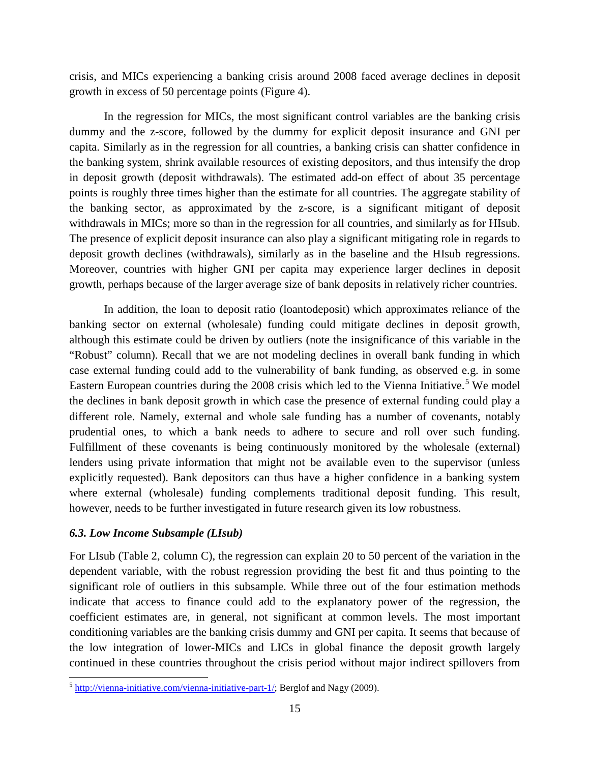crisis, and MICs experiencing a banking crisis around 2008 faced average declines in deposit growth in excess of 50 percentage points (Figure 4).

In the regression for MICs, the most significant control variables are the banking crisis dummy and the z-score, followed by the dummy for explicit deposit insurance and GNI per capita. Similarly as in the regression for all countries, a banking crisis can shatter confidence in the banking system, shrink available resources of existing depositors, and thus intensify the drop in deposit growth (deposit withdrawals). The estimated add-on effect of about 35 percentage points is roughly three times higher than the estimate for all countries. The aggregate stability of the banking sector, as approximated by the z-score, is a significant mitigant of deposit withdrawals in MICs; more so than in the regression for all countries, and similarly as for HIsub. The presence of explicit deposit insurance can also play a significant mitigating role in regards to deposit growth declines (withdrawals), similarly as in the baseline and the HIsub regressions. Moreover, countries with higher GNI per capita may experience larger declines in deposit growth, perhaps because of the larger average size of bank deposits in relatively richer countries.

In addition, the loan to deposit ratio (loantodeposit) which approximates reliance of the banking sector on external (wholesale) funding could mitigate declines in deposit growth, although this estimate could be driven by outliers (note the insignificance of this variable in the "Robust" column). Recall that we are not modeling declines in overall bank funding in which case external funding could add to the vulnerability of bank funding, as observed e.g. in some Eastern European countries during the 2008 crisis which led to the Vienna Initiative.[5] We model the declines in bank deposit growth in which case the presence of external funding could play a different role. Namely, external and whole sale funding has a number of covenants, notably prudential ones, to which a bank needs to adhere to secure and roll over such funding. Fulfillment of these covenants is being continuously monitored by the wholesale (external) lenders using private information that might not be available even to the supervisor (unless explicitly requested). Bank depositors can thus have a higher confidence in a banking system where external (wholesale) funding complements traditional deposit funding. This result, however, needs to be further investigated in future research given its low robustness.

### *6.3. Low Income Subsample (LIsub)*

For LIsub (Table 2, column C), the regression can explain 20 to 50 percent of the variation in the dependent variable, with the robust regression providing the best fit and thus pointing to the significant role of outliers in this subsample. While three out of the four estimation methods indicate that access to finance could add to the explanatory power of the regression, the coefficient estimates are, in general, not significant at common levels. The most important conditioning variables are the banking crisis dummy and GNI per capita. It seems that because of the low integration of lower-MICs and LICs in global finance the deposit growth largely continued in these countries throughout the crisis period without major indirect spillovers from

[5] http://vienna-initiative.com/vienna-initiative-part-1/; Berglof and Nagy (2009).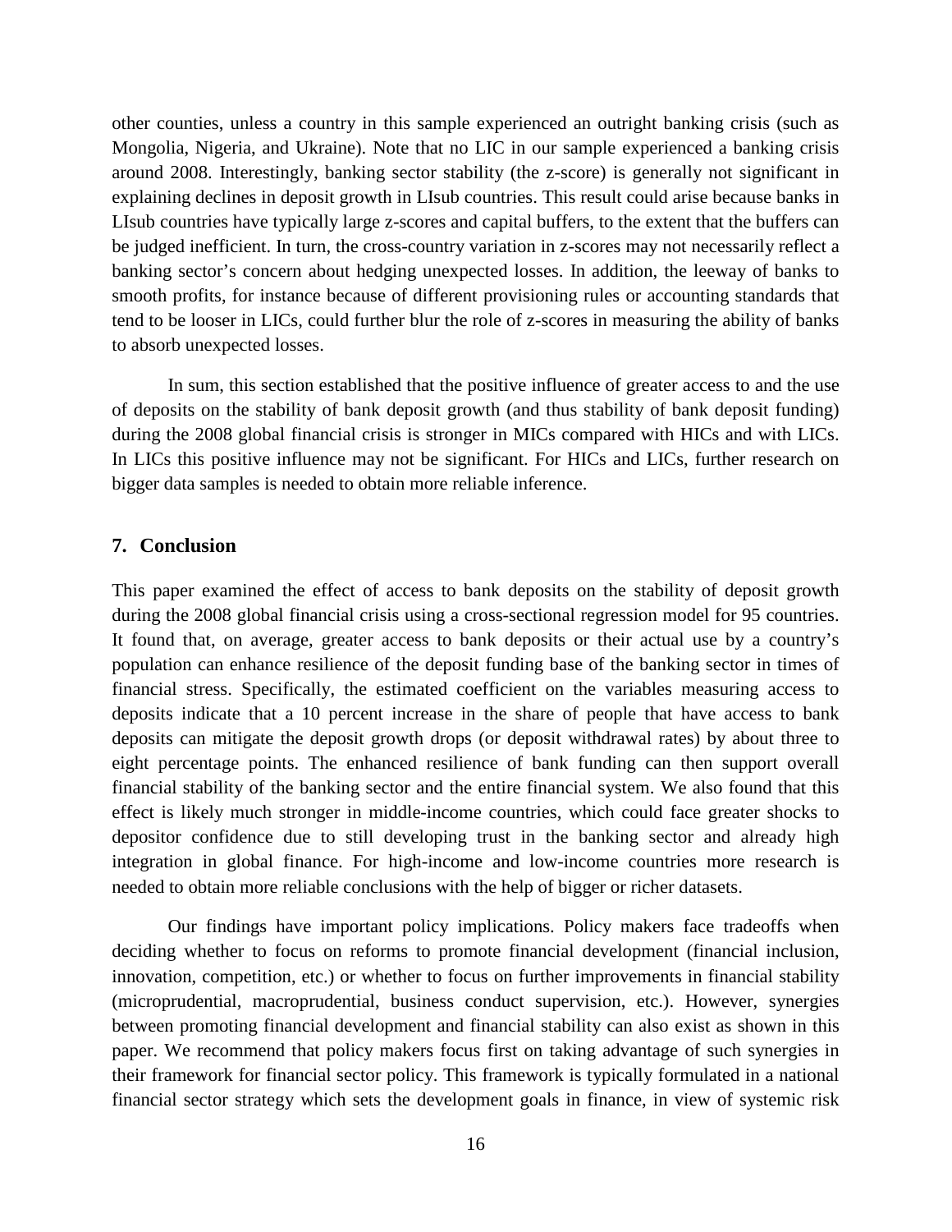other counties, unless a country in this sample experienced an outright banking crisis (such as Mongolia, Nigeria, and Ukraine). Note that no LIC in our sample experienced a banking crisis around 2008. Interestingly, banking sector stability (the z-score) is generally not significant in explaining declines in deposit growth in LIsub countries. This result could arise because banks in LIsub countries have typically large z-scores and capital buffers, to the extent that the buffers can be judged inefficient. In turn, the cross-country variation in z-scores may not necessarily reflect a banking sector's concern about hedging unexpected losses. In addition, the leeway of banks to smooth profits, for instance because of different provisioning rules or accounting standards that tend to be looser in LICs, could further blur the role of z-scores in measuring the ability of banks to absorb unexpected losses.

In sum, this section established that the positive influence of greater access to and the use of deposits on the stability of bank deposit growth (and thus stability of bank deposit funding) during the 2008 global financial crisis is stronger in MICs compared with HICs and with LICs. In LICs this positive influence may not be significant. For HICs and LICs, further research on bigger data samples is needed to obtain more reliable inference.

## 7. Conclusion

This paper examined the effect of access to bank deposits on the stability of deposit growth during the 2008 global financial crisis using a cross-sectional regression model for 95 countries. It found that, on average, greater access to bank deposits or their actual use by a country's population can enhance resilience of the deposit funding base of the banking sector in times of financial stress. Specifically, the estimated coefficient on the variables measuring access to deposits indicate that a 10 percent increase in the share of people that have access to bank deposits can mitigate the deposit growth drops (or deposit withdrawal rates) by about three to eight percentage points. The enhanced resilience of bank funding can then support overall financial stability of the banking sector and the entire financial system. We also found that this effect is likely much stronger in middle-income countries, which could face greater shocks to depositor confidence due to still developing trust in the banking sector and already high integration in global finance. For high-income and low-income countries more research is needed to obtain more reliable conclusions with the help of bigger or richer datasets.

Our findings have important policy implications. Policy makers face tradeoffs when deciding whether to focus on reforms to promote financial development (financial inclusion, innovation, competition, etc.) or whether to focus on further improvements in financial stability (microprudential, macroprudential, business conduct supervision, etc.). However, synergies between promoting financial development and financial stability can also exist as shown in this paper. We recommend that policy makers focus first on taking advantage of such synergies in their framework for financial sector policy. This framework is typically formulated in a national financial sector strategy which sets the development goals in finance, in view of systemic risk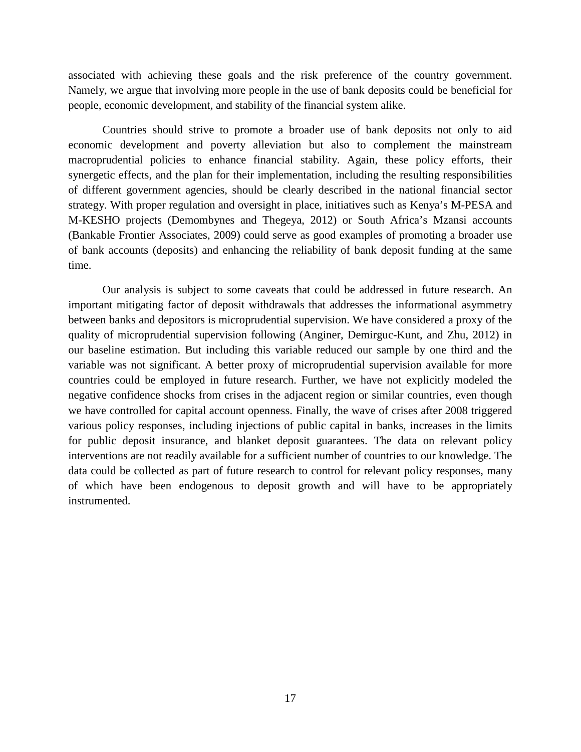associated with achieving these goals and the risk preference of the country government. Namely, we argue that involving more people in the use of bank deposits could be beneficial for people, economic development, and stability of the financial system alike.

Countries should strive to promote a broader use of bank deposits not only to aid economic development and poverty alleviation but also to complement the mainstream macroprudential policies to enhance financial stability. Again, these policy efforts, their synergetic effects, and the plan for their implementation, including the resulting responsibilities of different government agencies, should be clearly described in the national financial sector strategy. With proper regulation and oversight in place, initiatives such as Kenya's M-PESA and M-KESHO projects (Demombynes and Thegeya, 2012) or South Africa's Mzansi accounts (Bankable Frontier Associates, 2009) could serve as good examples of promoting a broader use of bank accounts (deposits) and enhancing the reliability of bank deposit funding at the same time.

Our analysis is subject to some caveats that could be addressed in future research. An important mitigating factor of deposit withdrawals that addresses the informational asymmetry between banks and depositors is microprudential supervision. We have considered a proxy of the quality of microprudential supervision following (Anginer, Demirguc-Kunt, and Zhu, 2012) in our baseline estimation. But including this variable reduced our sample by one third and the variable was not significant. A better proxy of microprudential supervision available for more countries could be employed in future research. Further, we have not explicitly modeled the negative confidence shocks from crises in the adjacent region or similar countries, even though we have controlled for capital account openness. Finally, the wave of crises after 2008 triggered various policy responses, including injections of public capital in banks, increases in the limits for public deposit insurance, and blanket deposit guarantees. The data on relevant policy interventions are not readily available for a sufficient number of countries to our knowledge. The data could be collected as part of future research to control for relevant policy responses, many of which have been endogenous to deposit growth and will have to be appropriately instrumented.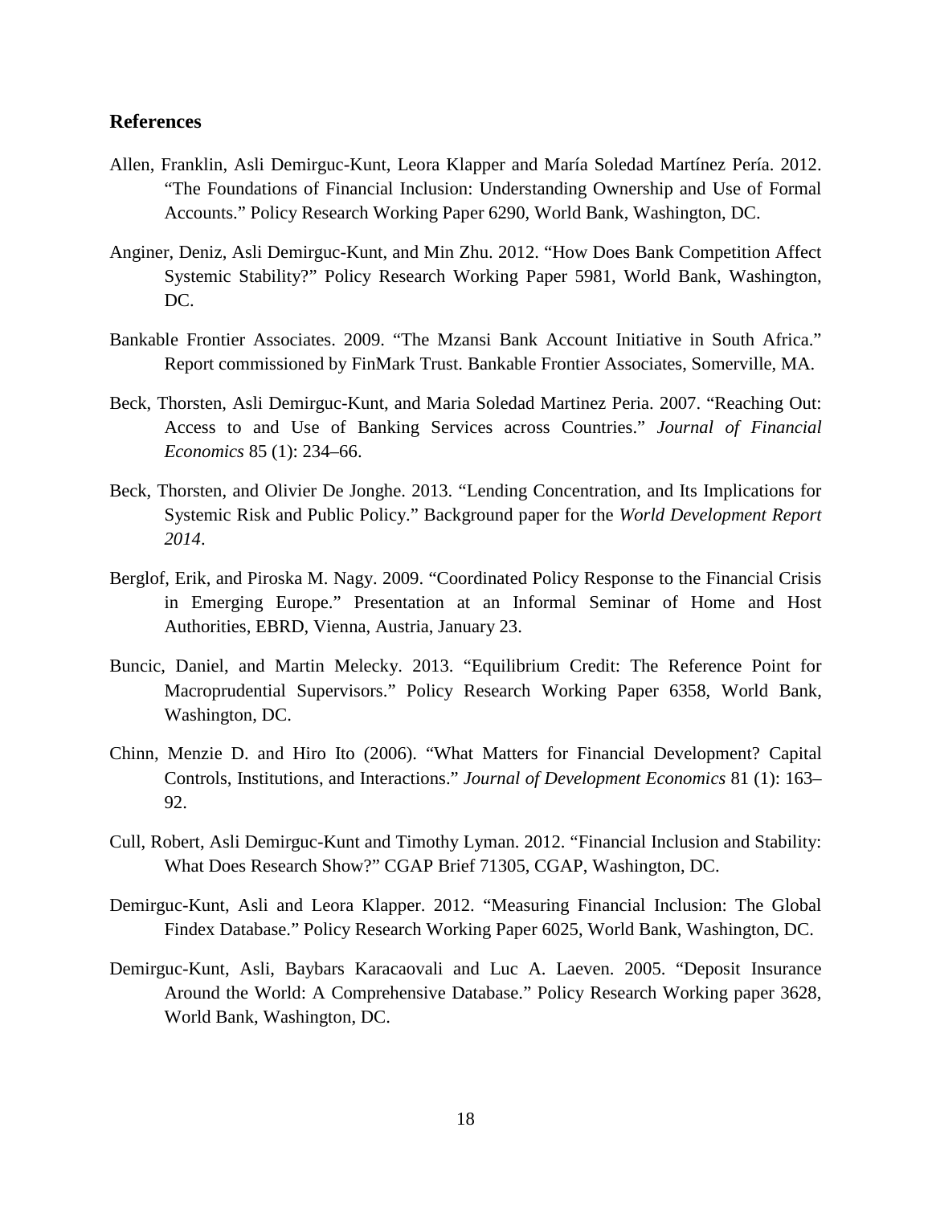## References

Allen, Franklin, Asli Demirguc-Kunt, Leora Klapper and María Soledad Martínez Pería. 2012. "The Foundations of Financial Inclusion: Understanding Ownership and Use of Formal Accounts." Policy Research Working Paper 6290, World Bank, Washington, DC.

Anginer, Deniz, Asli Demirguc-Kunt, and Min Zhu. 2012. "How Does Bank Competition Affect Systemic Stability?" Policy Research Working Paper 5981, World Bank, Washington, DC.

Bankable Frontier Associates. 2009. "The Mzansi Bank Account Initiative in South Africa." Report commissioned by FinMark Trust. Bankable Frontier Associates, Somerville, MA.

Beck, Thorsten, Asli Demirguc-Kunt, and Maria Soledad Martinez Peria. 2007. "Reaching Out: Access to and Use of Banking Services across Countries." *Journal of Financial Economics* 85 (1): 234–66.

Beck, Thorsten, and Olivier De Jonghe. 2013. "Lending Concentration, and Its Implications for Systemic Risk and Public Policy." Background paper for the *World Development Report 2014*.

Berglof, Erik, and Piroska M. Nagy. 2009. "Coordinated Policy Response to the Financial Crisis in Emerging Europe." Presentation at an Informal Seminar of Home and Host Authorities, EBRD, Vienna, Austria, January 23.

Buncic, Daniel, and Martin Melecky. 2013. "Equilibrium Credit: The Reference Point for Macroprudential Supervisors." Policy Research Working Paper 6358, World Bank, Washington, DC.

Chinn, Menzie D. and Hiro Ito (2006). "What Matters for Financial Development? Capital Controls, Institutions, and Interactions." *Journal of Development Economics* 81 (1): 163–92.

Cull, Robert, Asli Demirguc-Kunt and Timothy Lyman. 2012. "Financial Inclusion and Stability: What Does Research Show?" CGAP Brief 71305, CGAP, Washington, DC.

Demirguc-Kunt, Asli and Leora Klapper. 2012. "Measuring Financial Inclusion: The Global Findex Database." Policy Research Working Paper 6025, World Bank, Washington, DC.

Demirguc-Kunt, Asli, Baybars Karacaovali and Luc A. Laeven. 2005. "Deposit Insurance Around the World: A Comprehensive Database." Policy Research Working paper 3628, World Bank, Washington, DC.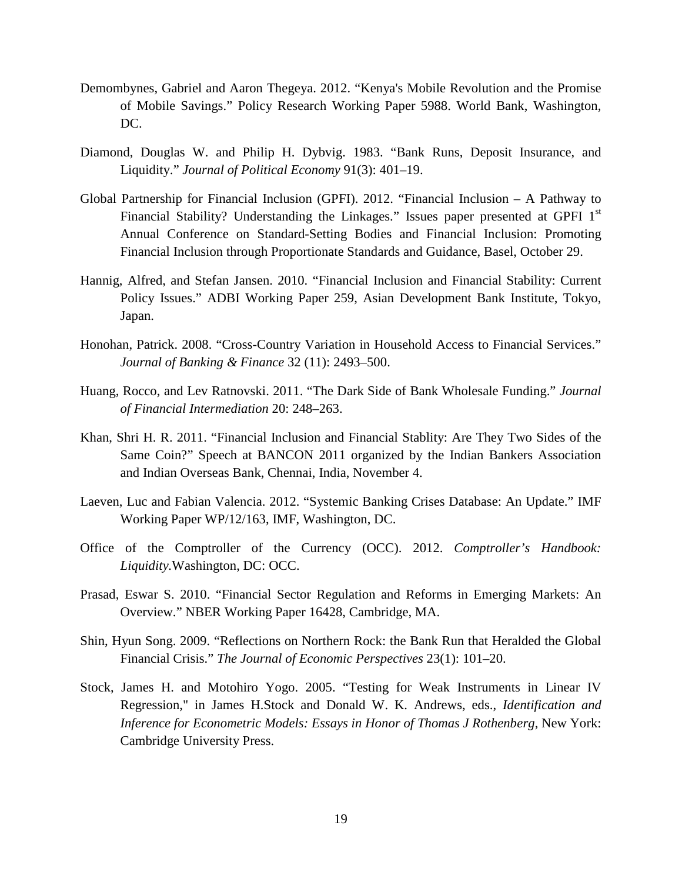Demombynes, Gabriel and Aaron Thegeya. 2012. "Kenya's Mobile Revolution and the Promise of Mobile Savings." Policy Research Working Paper 5988. World Bank, Washington, DC.

Diamond, Douglas W. and Philip H. Dybvig. 1983. "Bank Runs, Deposit Insurance, and Liquidity." *Journal of Political Economy* 91(3): 401–19.

Global Partnership for Financial Inclusion (GPFI). 2012. "Financial Inclusion – A Pathway to Financial Stability? Understanding the Linkages." Issues paper presented at GPFI 1st Annual Conference on Standard-Setting Bodies and Financial Inclusion: Promoting Financial Inclusion through Proportionate Standards and Guidance, Basel, October 29.

Hannig, Alfred, and Stefan Jansen. 2010. "Financial Inclusion and Financial Stability: Current Policy Issues." ADBI Working Paper 259, Asian Development Bank Institute, Tokyo, Japan.

Honohan, Patrick. 2008. "Cross-Country Variation in Household Access to Financial Services." *Journal of Banking & Finance* 32 (11): 2493–500.

Huang, Rocco, and Lev Ratnovski. 2011. "The Dark Side of Bank Wholesale Funding." *Journal of Financial Intermediation* 20: 248–263.

Khan, Shri H. R. 2011. "Financial Inclusion and Financial Stablity: Are They Two Sides of the Same Coin?" Speech at BANCON 2011 organized by the Indian Bankers Association and Indian Overseas Bank, Chennai, India, November 4.

Laeven, Luc and Fabian Valencia. 2012. "Systemic Banking Crises Database: An Update." IMF Working Paper WP/12/163, IMF, Washington, DC.

Office of the Comptroller of the Currency (OCC). 2012. *Comptroller's Handbook: Liquidity.*Washington, DC: OCC.

Prasad, Eswar S. 2010. "Financial Sector Regulation and Reforms in Emerging Markets: An Overview." NBER Working Paper 16428, Cambridge, MA.

Shin, Hyun Song. 2009. "Reflections on Northern Rock: the Bank Run that Heralded the Global Financial Crisis." *The Journal of Economic Perspectives* 23(1): 101–20.

Stock, James H. and Motohiro Yogo. 2005. "Testing for Weak Instruments in Linear IV Regression," in James H.Stock and Donald W. K. Andrews, eds., *Identification and Inference for Econometric Models: Essays in Honor of Thomas J Rothenberg*, New York: Cambridge University Press.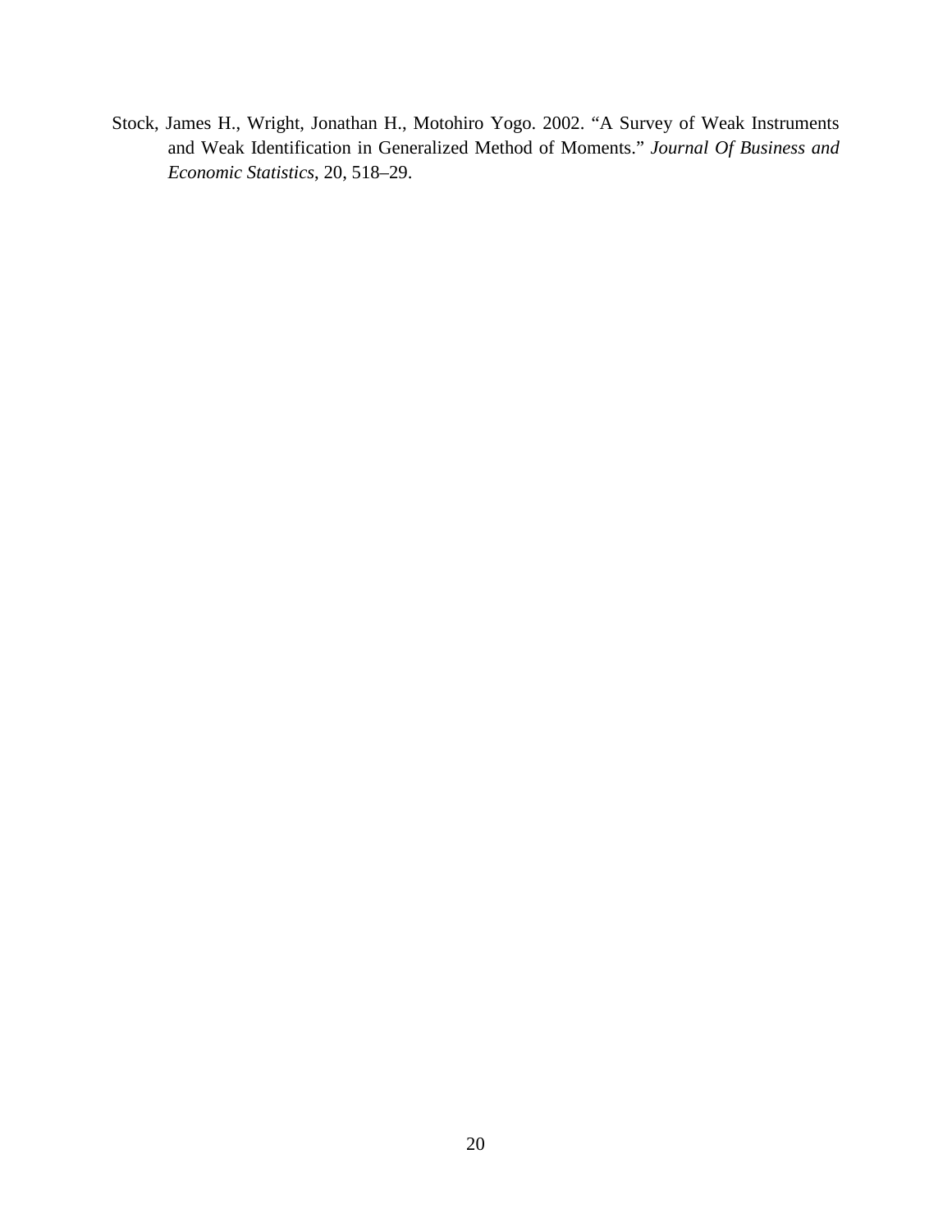Stock, James H., Wright, Jonathan H., Motohiro Yogo. 2002. "A Survey of Weak Instruments and Weak Identification in Generalized Method of Moments." *Journal Of Business and Economic Statistics*, 20, 518–29.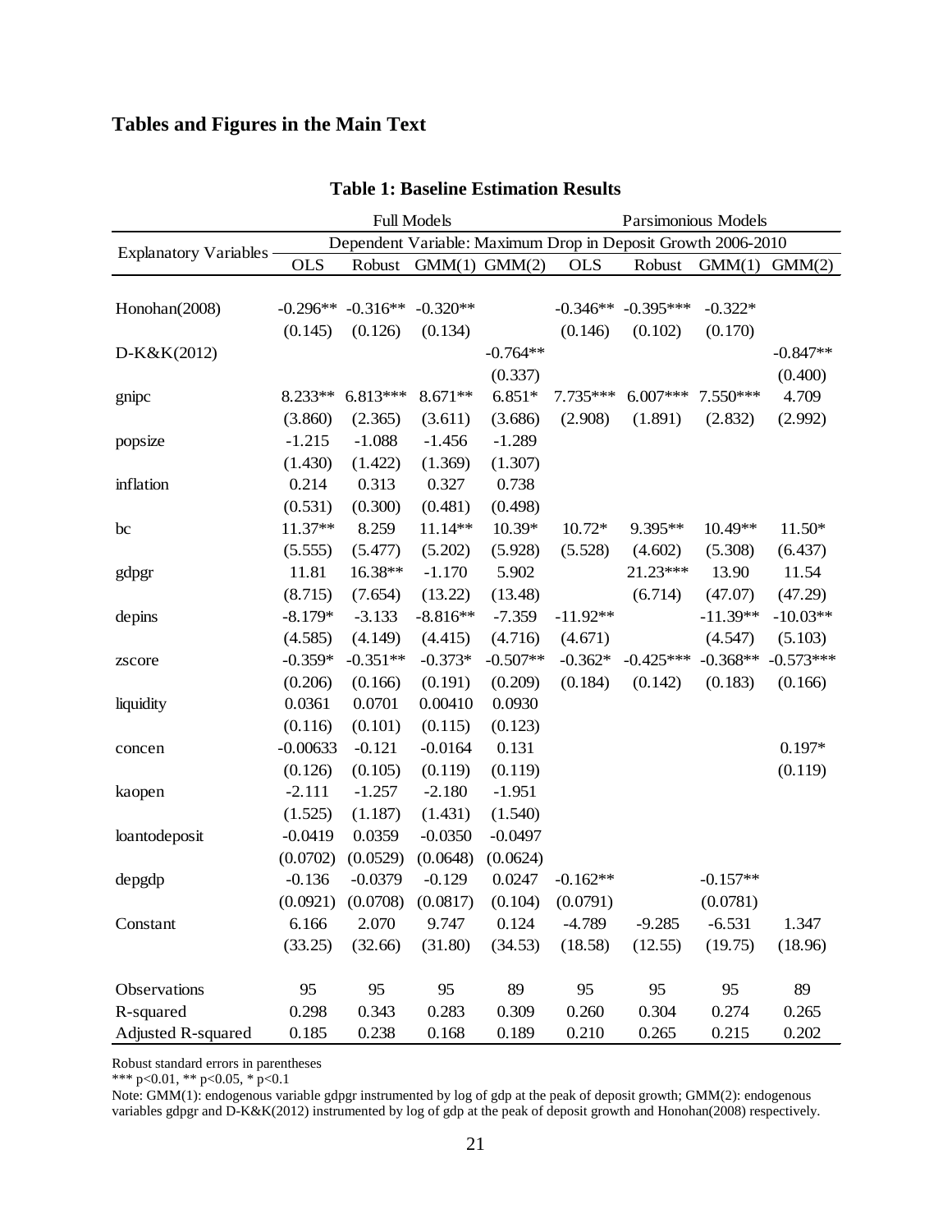## Tables and Figures in the Main Text

**Table 1: Baseline Estimation Results**

| Explanatory Variables | Full Models | | | | Parsimonious Models | | | |
|---|---|---|---|---|---|---|---|---|
| | Dependent Variable: Maximum Drop in Deposit Growth 2006-2010 | | | | | | | |
| | OLS | Robust | GMM(1) | GMM(2) | OLS | Robust | GMM(1) | GMM(2) |
| Honohan(2008) | -0.296** | -0.316** | -0.320** | | -0.346** | -0.395*** | -0.322* | |
| | (0.145) | (0.126) | (0.134) | | (0.146) | (0.102) | (0.170) | |
| D-K&K(2012) | | | | -0.764** | | | | -0.847** |
| | | | | (0.337) | | | | (0.400) |
| gnipc | 8.233** | 6.813*** | 8.671** | 6.851* | 7.735*** | 6.007*** | 7.550*** | 4.709 |
| | (3.860) | (2.365) | (3.611) | (3.686) | (2.908) | (1.891) | (2.832) | (2.992) |
| popsize | -1.215 | -1.088 | -1.456 | -1.289 | | | | |
| | (1.430) | (1.422) | (1.369) | (1.307) | | | | |
| inflation | 0.214 | 0.313 | 0.327 | 0.738 | | | | |
| | (0.531) | (0.300) | (0.481) | (0.498) | | | | |
| bc | 11.37** | 8.259 | 11.14** | 10.39* | 10.72* | 9.395** | 10.49** | 11.50* |
| | (5.555) | (5.477) | (5.202) | (5.928) | (5.528) | (4.602) | (5.308) | (6.437) |
| gdpgr | 11.81 | 16.38** | -1.170 | 5.902 | | 21.23*** | 13.90 | 11.54 |
| | (8.715) | (7.654) | (13.22) | (13.48) | | (6.714) | (47.07) | (47.29) |
| depins | -8.179* | -3.133 | -8.816** | -7.359 | -11.92** | | -11.39** | -10.03** |
| | (4.585) | (4.149) | (4.415) | (4.716) | (4.671) | | (4.547) | (5.103) |
| zscore | -0.359* | -0.351** | -0.373* | -0.507** | -0.362* | -0.425*** | -0.368** | -0.573*** |
| | (0.206) | (0.166) | (0.191) | (0.209) | (0.184) | (0.142) | (0.183) | (0.166) |
| liquidity | 0.0361 | 0.0701 | 0.00410 | 0.0930 | | | | |
| | (0.116) | (0.101) | (0.115) | (0.123) | | | | |
| concen | -0.00633 | -0.121 | -0.0164 | 0.131 | | | | 0.197* |
| | (0.126) | (0.105) | (0.119) | (0.119) | | | | (0.119) |
| kaopen | -2.111 | -1.257 | -2.180 | -1.951 | | | | |
| | (1.525) | (1.187) | (1.431) | (1.540) | | | | |
| loantodeposit | -0.0419 | 0.0359 | -0.0350 | -0.0497 | | | | |
| | (0.0702) | (0.0529) | (0.0648) | (0.0624) | | | | |
| depgdp | -0.136 | -0.0379 | -0.129 | 0.0247 | -0.162** | | -0.157** | |
| | (0.0921) | (0.0708) | (0.0817) | (0.104) | (0.0791) | | (0.0781) | |
| Constant | 6.166 | 2.070 | 9.747 | 0.124 | -4.789 | -9.285 | -6.531 | 1.347 |
| | (33.25) | (32.66) | (31.80) | (34.53) | (18.58) | (12.55) | (19.75) | (18.96) |
| Observations | 95 | 95 | 95 | 89 | 95 | 95 | 95 | 89 |
| R-squared | 0.298 | 0.343 | 0.283 | 0.309 | 0.260 | 0.304 | 0.274 | 0.265 |
| Adjusted R-squared | 0.185 | 0.238 | 0.168 | 0.189 | 0.210 | 0.265 | 0.215 | 0.202 |

Robust standard errors in parentheses

*** p<0.01, ** p<0.05, * p<0.1

Note: GMM(1): endogenous variable gdpgr instrumented by log of gdp at the peak of deposit growth; GMM(2): endogenous variables gdpgr and D-K&K(2012) instrumented by log of gdp at the peak of deposit growth and Honohan(2008) respectively.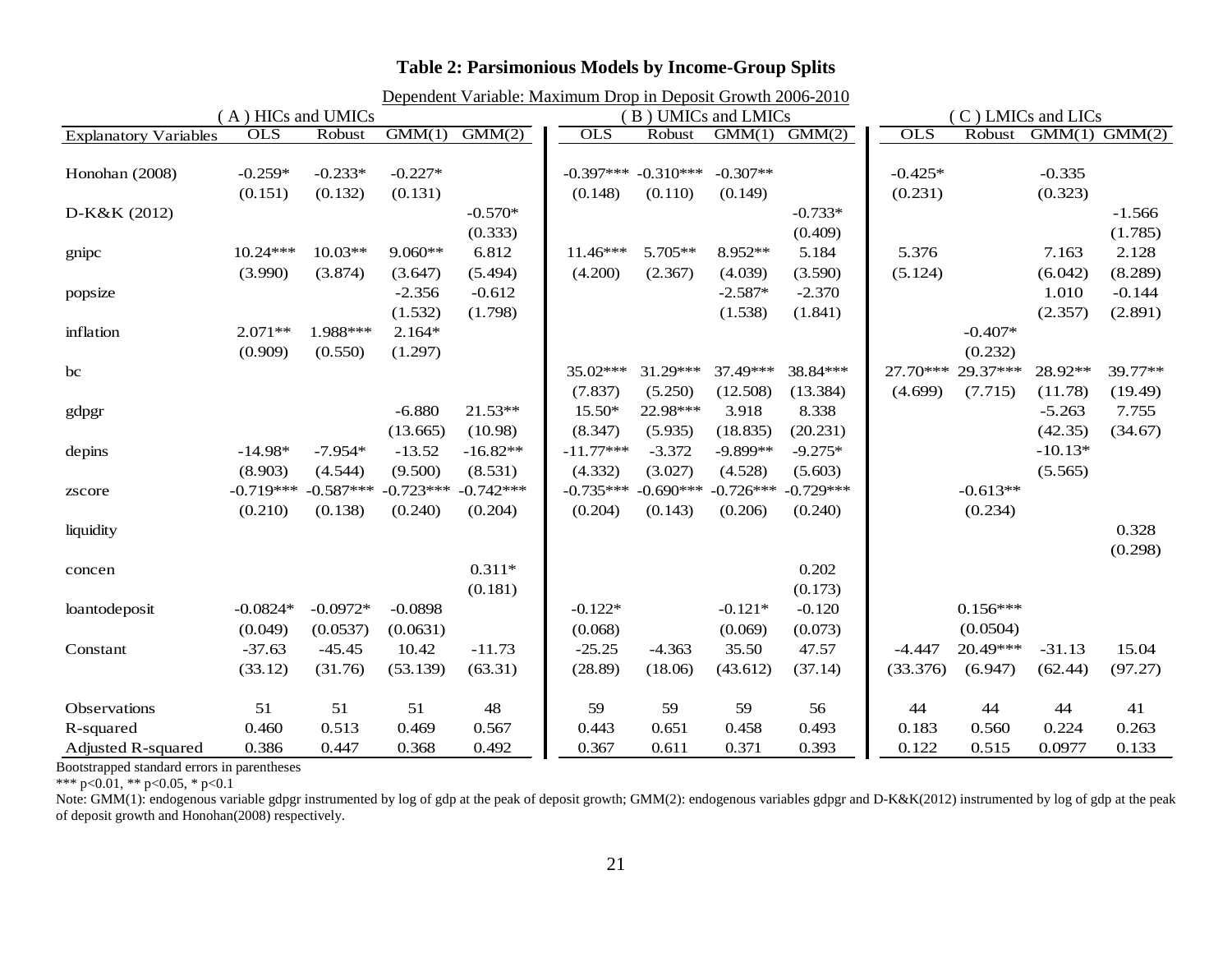**Table 2: Parsimonious Models by Income-Group Splits**

Dependent Variable: Maximum Drop in Deposit Growth 2006-2010

| | (A) HICs and UMICs | | | | (B) UMICs and LMICs | | | | (C) LMICs and LICs | | | |
|---|---|---|---|---|---|---|---|---|---|---|---|---|
| Explanatory Variables | OLS | Robust | GMM(1) | GMM(2) | OLS | Robust | GMM(1) | GMM(2) | OLS | Robust | GMM(1) | GMM(2) |
| Honohan (2008) | -0.259* | -0.233* | -0.227* | | -0.397*** | -0.310*** | -0.307** | | -0.425* | | -0.335 | |
| | (0.151) | (0.132) | (0.131) | | (0.148) | (0.110) | (0.149) | | (0.231) | | (0.323) | |
| D-K&K (2012) | | | | -0.570* | | | | -0.733* | | | | -1.566 |
| | | | | (0.333) | | | | (0.409) | | | | (1.785) |
| gnipc | 10.24*** | 10.03** | 9.060** | 6.812 | 11.46*** | 5.705** | 8.952** | 5.184 | 5.376 | | 7.163 | 2.128 |
| | (3.990) | (3.874) | (3.647) | (5.494) | (4.200) | (2.367) | (4.039) | (3.590) | (5.124) | | (6.042) | (8.289) |
| popsize | | | -2.356 | -0.612 | | | -2.587* | -2.370 | | | 1.010 | -0.144 |
| | | | (1.532) | (1.798) | | | (1.538) | (1.841) | | | (2.357) | (2.891) |
| inflation | 2.071** | 1.988*** | 2.164* | | | | | | | -0.407* | | |
| | (0.909) | (0.550) | (1.297) | | | | | | | (0.232) | | |
| bc | | | | | 35.02*** | 31.29*** | 37.49*** | 38.84*** | 27.70*** | 29.37*** | 28.92** | 39.77** |
| | | | | | (7.837) | (5.250) | (12.508) | (13.384) | (4.699) | (7.715) | (11.78) | (19.49) |
| gdpgr | | | -6.880 | 21.53** | 15.50* | 22.98*** | 3.918 | 8.338 | | | -5.263 | 7.755 |
| | | | (13.665) | (10.98) | (8.347) | (5.935) | (18.835) | (20.231) | | | (42.35) | (34.67) |
| depins | -14.98* | -7.954* | -13.52 | -16.82** | -11.77*** | -3.372 | -9.899** | -9.275* | | | -10.13* | |
| | (8.903) | (4.544) | (9.500) | (8.531) | (4.332) | (3.027) | (4.528) | (5.603) | | | (5.565) | |
| zscore | -0.719*** | -0.587*** | -0.723*** | -0.742*** | -0.735*** | -0.690*** | -0.726*** | -0.729*** | | -0.613** | | |
| | (0.210) | (0.138) | (0.240) | (0.204) | (0.204) | (0.143) | (0.206) | (0.240) | | (0.234) | | |
| liquidity | | | | | | | | | | | | 0.328 |
| | | | | | | | | | | | | (0.298) |
| concen | | | | 0.311* | | | | 0.202 | | | | |
| | | | | (0.181) | | | | (0.173) | | | | |
| loantodeposit | -0.0824* | -0.0972* | -0.0898 | | -0.122* | | -0.121* | -0.120 | | 0.156*** | | |
| | (0.049) | (0.0537) | (0.0631) | | (0.068) | | (0.069) | (0.073) | | (0.0504) | | |
| Constant | -37.63 | -45.45 | 10.42 | -11.73 | -25.25 | -4.363 | 35.50 | 47.57 | -4.447 | 20.49*** | -31.13 | 15.04 |
| | (33.12) | (31.76) | (53.139) | (63.31) | (28.89) | (18.06) | (43.612) | (37.14) | (33.376) | (6.947) | (62.44) | (97.27) |
| Observations | 51 | 51 | 51 | 48 | 59 | 59 | 59 | 56 | 44 | 44 | 44 | 41 |
| R-squared | 0.460 | 0.513 | 0.469 | 0.567 | 0.443 | 0.651 | 0.458 | 0.493 | 0.183 | 0.560 | 0.224 | 0.263 |
| Adjusted R-squared | 0.386 | 0.447 | 0.368 | 0.492 | 0.367 | 0.611 | 0.371 | 0.393 | 0.122 | 0.515 | 0.0977 | 0.133 |

Bootstrapped standard errors in parentheses

*** p<0.01, ** p<0.05, * p<0.1

Note: GMM(1): endogenous variable gdpgr instrumented by log of gdp at the peak of deposit growth; GMM(2): endogenous variables gdpgr and D-K&K(2012) instrumented by log of gdp at the peak of deposit growth and Honohan(2008) respectively.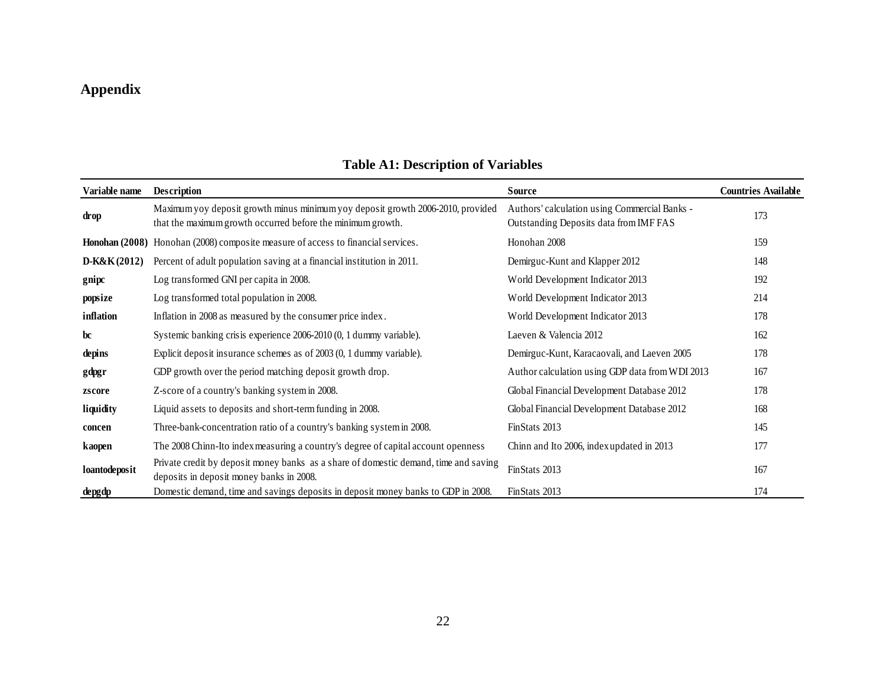# Appendix

**Table A1: Description of Variables**

| Variable name | Description | Source | Countries Available |
|---|---|---|---|
| **drop** | Maximum yoy deposit growth minus minimum yoy deposit growth 2006-2010, provided that the maximum growth occurred before the minimum growth. | Authors' calculation using Commercial Banks - Outstanding Deposits data from IMF FAS | 173 |
| **Honohan (2008)** | Honohan (2008) composite measure of access to financial services. | Honohan 2008 | 159 |
| **D-K&K (2012)** | Percent of adult population saving at a financial institution in 2011. | Demirguc-Kunt and Klapper 2012 | 148 |
| **gnipc** | Log transformed GNI per capita in 2008. | World Development Indicator 2013 | 192 |
| **popsize** | Log transformed total population in 2008. | World Development Indicator 2013 | 214 |
| **inflation** | Inflation in 2008 as measured by the consumer price index. | World Development Indicator 2013 | 178 |
| **bc** | Systemic banking crisis experience 2006-2010 (0, 1 dummy variable). | Laeven & Valencia 2012 | 162 |
| **depins** | Explicit deposit insurance schemes as of 2003 (0, 1 dummy variable). | Demirguc-Kunt, Karacaovali, and Laeven 2005 | 178 |
| **gdpgr** | GDP growth over the period matching deposit growth drop. | Author calculation using GDP data from WDI 2013 | 167 |
| **zscore** | Z-score of a country's banking system in 2008. | Global Financial Development Database 2012 | 178 |
| **liquidity** | Liquid assets to deposits and short-term funding in 2008. | Global Financial Development Database 2012 | 168 |
| **concen** | Three-bank-concentration ratio of a country's banking system in 2008. | FinStats 2013 | 145 |
| **kaopen** | The 2008 Chinn-Ito index measuring a country's degree of capital account openness | Chinn and Ito 2006, index updated in 2013 | 177 |
| **loantodeposit** | Private credit by deposit money banks as a share of domestic demand, time and saving deposits in deposit money banks in 2008. | FinStats 2013 | 167 |
| **depgdp** | Domestic demand, time and savings deposits in deposit money banks to GDP in 2008. | FinStats 2013 | 174 |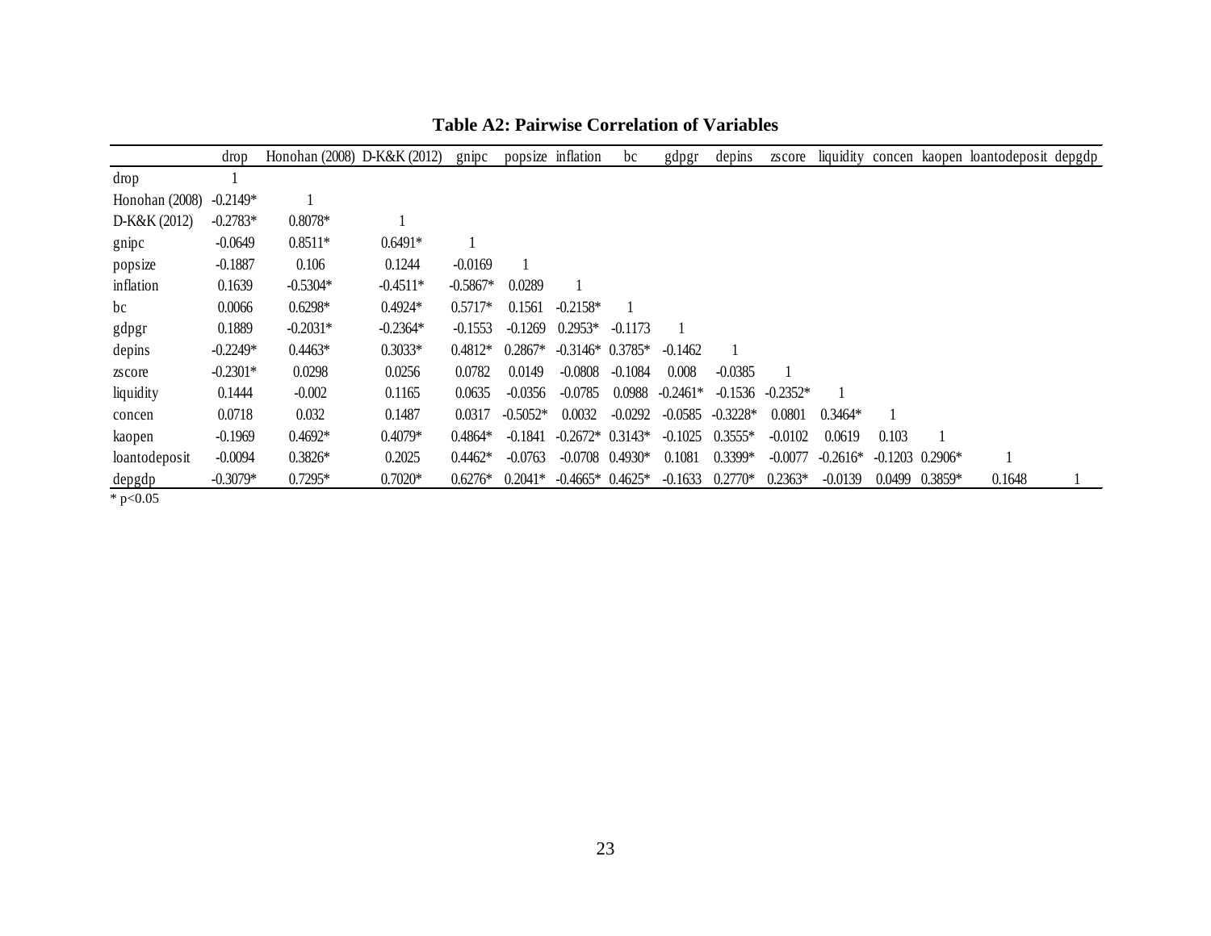**Table A2: Pairwise Correlation of Variables**

| | drop | Honohan (2008) | D-K&K (2012) | gnipc | popsize | inflation | bc | gdpgr | depins | zscore | liquidity | concen | kaopen | loantodeposit | depgdp |
|---|---|---|---|---|---|---|---|---|---|---|---|---|---|---|---|
| drop | 1 | | | | | | | | | | | | | | |
| Honohan (2008) | -0.2149* | 1 | | | | | | | | | | | | | |
| D-K&K (2012) | -0.2783* | 0.8078* | 1 | | | | | | | | | | | | |
| gnipc | -0.0649 | 0.8511* | 0.6491* | 1 | | | | | | | | | | | |
| popsize | -0.1887 | 0.106 | 0.1244 | -0.0169 | 1 | | | | | | | | | | |
| inflation | 0.1639 | -0.5304* | -0.4511* | -0.5867* | 0.0289 | 1 | | | | | | | | | |
| bc | 0.0066 | 0.6298* | 0.4924* | 0.5717* | 0.1561 | -0.2158* | 1 | | | | | | | | |
| gdpgr | 0.1889 | -0.2031* | -0.2364* | -0.1553 | -0.1269 | 0.2953* | -0.1173 | 1 | | | | | | | |
| depins | -0.2249* | 0.4463* | 0.3033* | 0.4812* | 0.2867* | -0.3146* | 0.3785* | -0.1462 | 1 | | | | | | |
| zscore | -0.2301* | 0.0298 | 0.0256 | 0.0782 | 0.0149 | -0.0808 | -0.1084 | 0.008 | -0.0385 | 1 | | | | | |
| liquidity | 0.1444 | -0.002 | 0.1165 | 0.0635 | -0.0356 | -0.0785 | 0.0988 | -0.2461* | -0.1536 | -0.2352* | 1 | | | | |
| concen | 0.0718 | 0.032 | 0.1487 | 0.0317 | -0.5052* | 0.0032 | -0.0292 | -0.0585 | -0.3228* | 0.0801 | 0.3464* | 1 | | | |
| kaopen | -0.1969 | 0.4692* | 0.4079* | 0.4864* | -0.1841 | -0.2672* | 0.3143* | -0.1025 | 0.3555* | -0.0102 | 0.0619 | 0.103 | 1 | | |
| loantodeposit | -0.0094 | 0.3826* | 0.2025 | 0.4462* | -0.0763 | -0.0708 | 0.4930* | 0.1081 | 0.3399* | -0.0077 | -0.2616* | -0.1203 | 0.2906* | 1 | |
| depgdp | -0.3079* | 0.7295* | 0.7020* | 0.6276* | 0.2041* | -0.4665* | 0.4625* | -0.1633 | 0.2770* | 0.2363* | -0.0139 | 0.0499 | 0.3859* | 0.1648 | 1 |

* p<0.05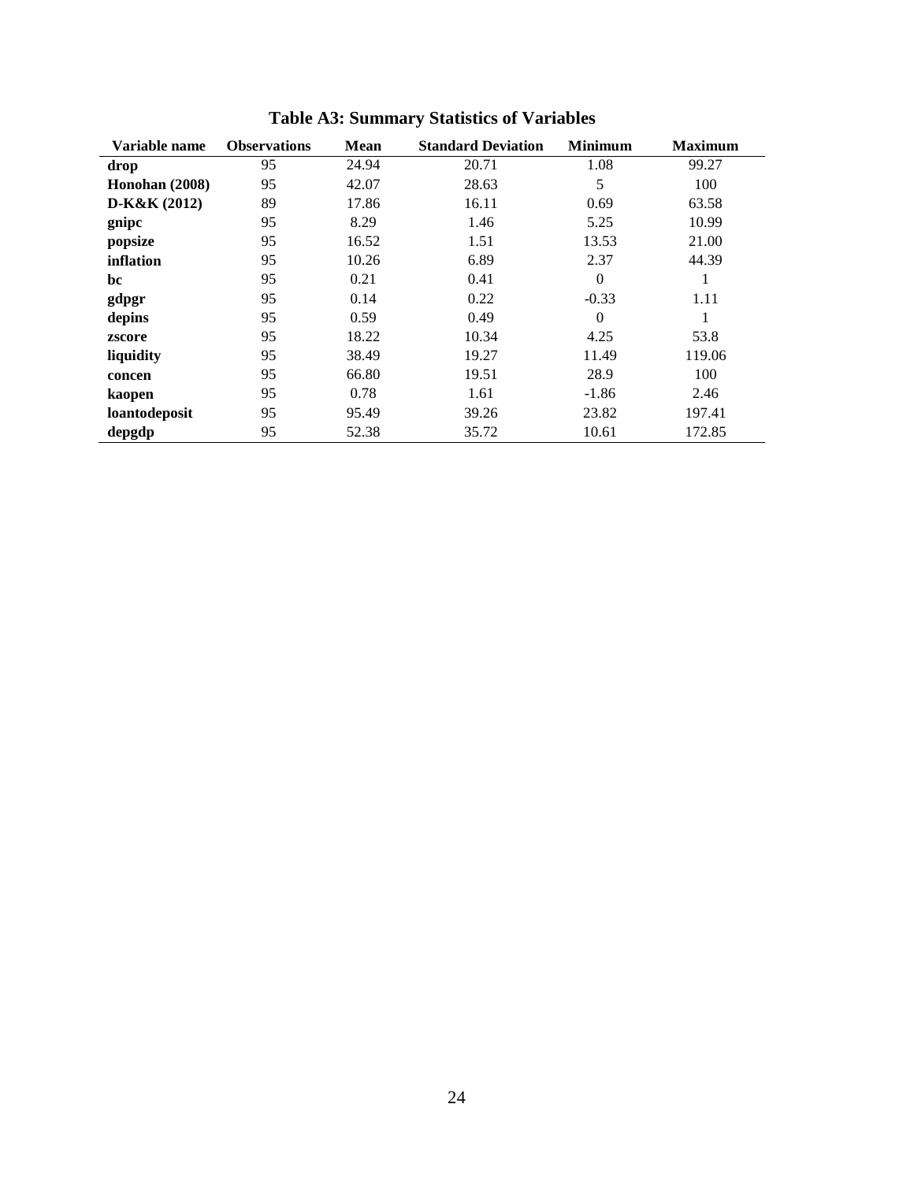**Table A3: Summary Statistics of Variables**

| Variable name | Observations | Mean | Standard Deviation | Minimum | Maximum |
|---|---|---|---|---|---|
| **drop** | 95 | 24.94 | 20.71 | 1.08 | 99.27 |
| **Honohan (2008)** | 95 | 42.07 | 28.63 | 5 | 100 |
| **D-K&K (2012)** | 89 | 17.86 | 16.11 | 0.69 | 63.58 |
| **gnipc** | 95 | 8.29 | 1.46 | 5.25 | 10.99 |
| **popsize** | 95 | 16.52 | 1.51 | 13.53 | 21.00 |
| **inflation** | 95 | 10.26 | 6.89 | 2.37 | 44.39 |
| **bc** | 95 | 0.21 | 0.41 | 0 | 1 |
| **gdpgr** | 95 | 0.14 | 0.22 | -0.33 | 1.11 |
| **depins** | 95 | 0.59 | 0.49 | 0 | 1 |
| **zscore** | 95 | 18.22 | 10.34 | 4.25 | 53.8 |
| **liquidity** | 95 | 38.49 | 19.27 | 11.49 | 119.06 |
| **concen** | 95 | 66.80 | 19.51 | 28.9 | 100 |
| **kaopen** | 95 | 0.78 | 1.61 | -1.86 | 2.46 |
| **loantodeposit** | 95 | 95.49 | 39.26 | 23.82 | 197.41 |
| **depgdp** | 95 | 52.38 | 35.72 | 10.61 | 172.85 |